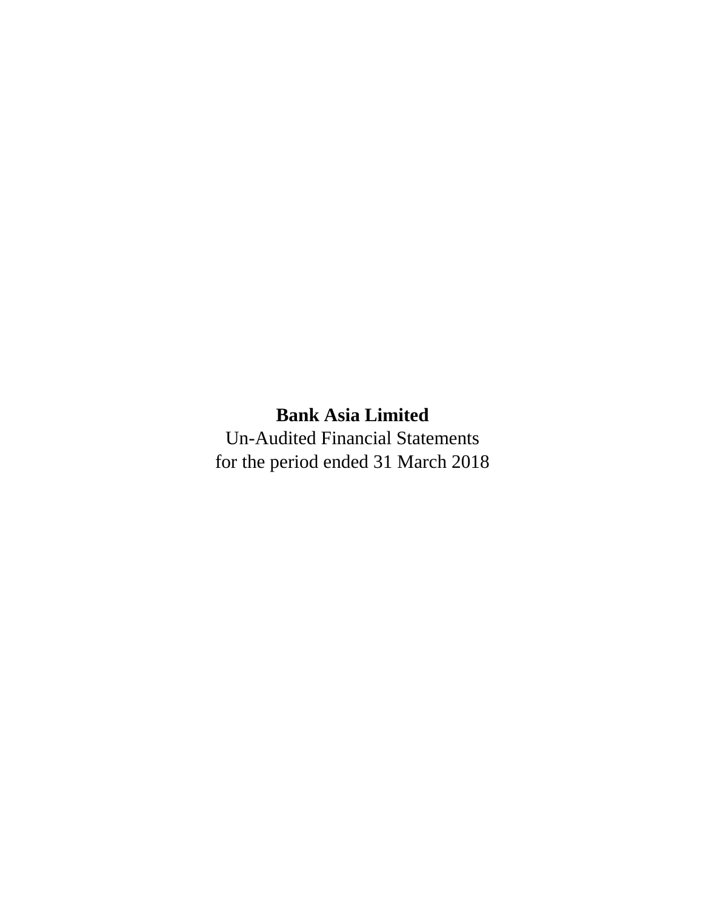**Bank Asia Limited**

Un-Audited Financial Statements

for the period ended 31 March 2018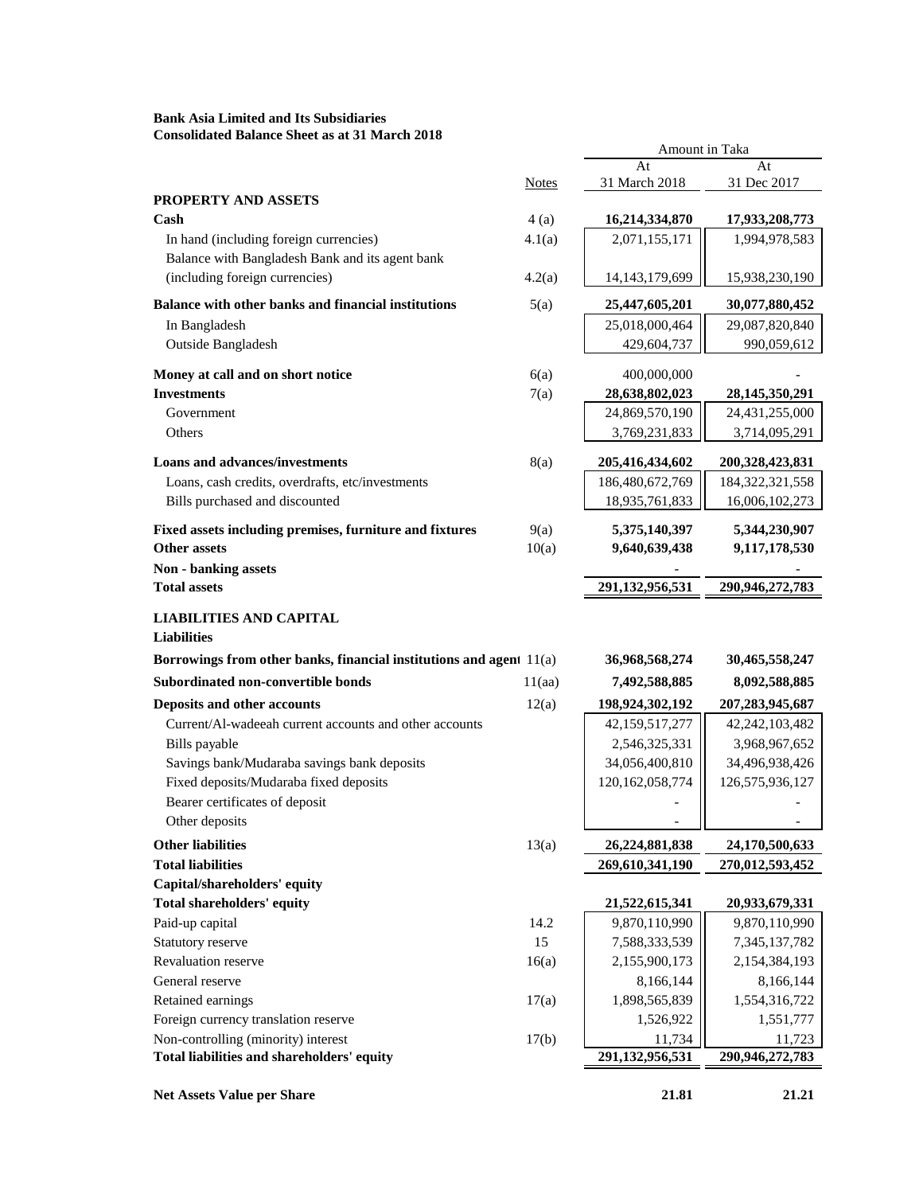**Bank Asia Limited and Its Subsidiaries**
**Consolidated Balance Sheet as at 31 March 2018**

| | Notes | Amount in Taka At 31 March 2018 | At 31 Dec 2017 |
|---|---|---|---|
| **PROPERTY AND ASSETS** | | | |
| **Cash** | 4 (a) | **16,214,334,870** | **17,933,208,773** |
| In hand (including foreign currencies) | 4.1(a) | 2,071,155,171 | 1,994,978,583 |
| Balance with Bangladesh Bank and its agent bank (including foreign currencies) | 4.2(a) | 14,143,179,699 | 15,938,230,190 |
| **Balance with other banks and financial institutions** | 5(a) | **25,447,605,201** | **30,077,880,452** |
| In Bangladesh | | 25,018,000,464 | 29,087,820,840 |
| Outside Bangladesh | | 429,604,737 | 990,059,612 |
| **Money at call and on short notice** | 6(a) | 400,000,000 | - |
| **Investments** | 7(a) | **28,638,802,023** | **28,145,350,291** |
| Government | | 24,869,570,190 | 24,431,255,000 |
| Others | | 3,769,231,833 | 3,714,095,291 |
| **Loans and advances/investments** | 8(a) | **205,416,434,602** | **200,328,423,831** |
| Loans, cash credits, overdrafts, etc/investments | | 186,480,672,769 | 184,322,321,558 |
| Bills purchased and discounted | | 18,935,761,833 | 16,006,102,273 |
| **Fixed assets including premises, furniture and fixtures** | 9(a) | **5,375,140,397** | **5,344,230,907** |
| **Other assets** | 10(a) | **9,640,639,438** | **9,117,178,530** |
| **Non - banking assets** | | - | - |
| **Total assets** | | **291,132,956,531** | **290,946,272,783** |
| **LIABILITIES AND CAPITAL** | | | |
| **Liabilities** | | | |
| **Borrowings from other banks, financial institutions and agent** | 11(a) | **36,968,568,274** | **30,465,558,247** |
| **Subordinated non-convertible bonds** | 11(aa) | **7,492,588,885** | **8,092,588,885** |
| **Deposits and other accounts** | 12(a) | **198,924,302,192** | **207,283,945,687** |
| Current/Al-wadeeah current accounts and other accounts | | 42,159,517,277 | 42,242,103,482 |
| Bills payable | | 2,546,325,331 | 3,968,967,652 |
| Savings bank/Mudaraba savings bank deposits | | 34,056,400,810 | 34,496,938,426 |
| Fixed deposits/Mudaraba fixed deposits | | 120,162,058,774 | 126,575,936,127 |
| Bearer certificates of deposit | | - | - |
| Other deposits | | - | - |
| **Other liabilities** | 13(a) | **26,224,881,838** | **24,170,500,633** |
| **Total liabilities** | | **269,610,341,190** | **270,012,593,452** |
| **Capital/shareholders' equity** | | | |
| **Total shareholders' equity** | | **21,522,615,341** | **20,933,679,331** |
| Paid-up capital | 14.2 | 9,870,110,990 | 9,870,110,990 |
| Statutory reserve | 15 | 7,588,333,539 | 7,345,137,782 |
| Revaluation reserve | 16(a) | 2,155,900,173 | 2,154,384,193 |
| General reserve | | 8,166,144 | 8,166,144 |
| Retained earnings | 17(a) | 1,898,565,839 | 1,554,316,722 |
| Foreign currency translation reserve | | 1,526,922 | 1,551,777 |
| Non-controlling (minority) interest | 17(b) | 11,734 | 11,723 |
| **Total liabilities and shareholders' equity** | | **291,132,956,531** | **290,946,272,783** |
| **Net Assets Value per Share** | | **21.81** | **21.21** |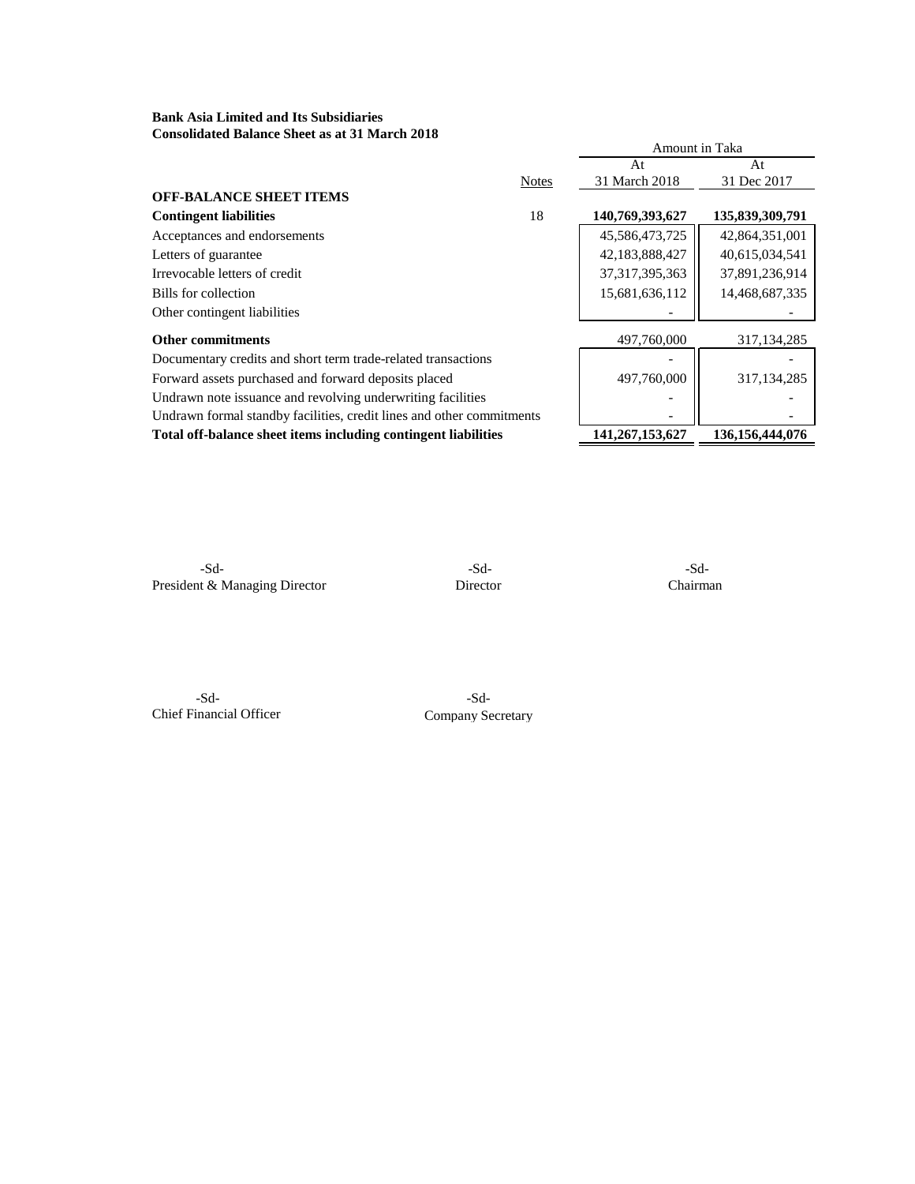**Bank Asia Limited and Its Subsidiaries**
**Consolidated Balance Sheet as at 31 March 2018**

| | Notes | Amount in Taka | |
|---|---|---|---|
| | | At 31 March 2018 | At 31 Dec 2017 |
| **OFF-BALANCE SHEET ITEMS** | | | |
| **Contingent liabilities** | 18 | **140,769,393,627** | **135,839,309,791** |
| Acceptances and endorsements | | 45,586,473,725 | 42,864,351,001 |
| Letters of guarantee | | 42,183,888,427 | 40,615,034,541 |
| Irrevocable letters of credit | | 37,317,395,363 | 37,891,236,914 |
| Bills for collection | | 15,681,636,112 | 14,468,687,335 |
| Other contingent liabilities | | - | - |
| **Other commitments** | | 497,760,000 | 317,134,285 |
| Documentary credits and short term trade-related transactions | | - | - |
| Forward assets purchased and forward deposits placed | | 497,760,000 | 317,134,285 |
| Undrawn note issuance and revolving underwriting facilities | | - | - |
| Undrawn formal standby facilities, credit lines and other commitments | | - | - |
| **Total off-balance sheet items including contingent liabilities** | | **141,267,153,627** | **136,156,444,076** |

-Sd-
President & Managing Director

-Sd-
Director

-Sd-
Chairman

-Sd-
Chief Financial Officer

-Sd-
Company Secretary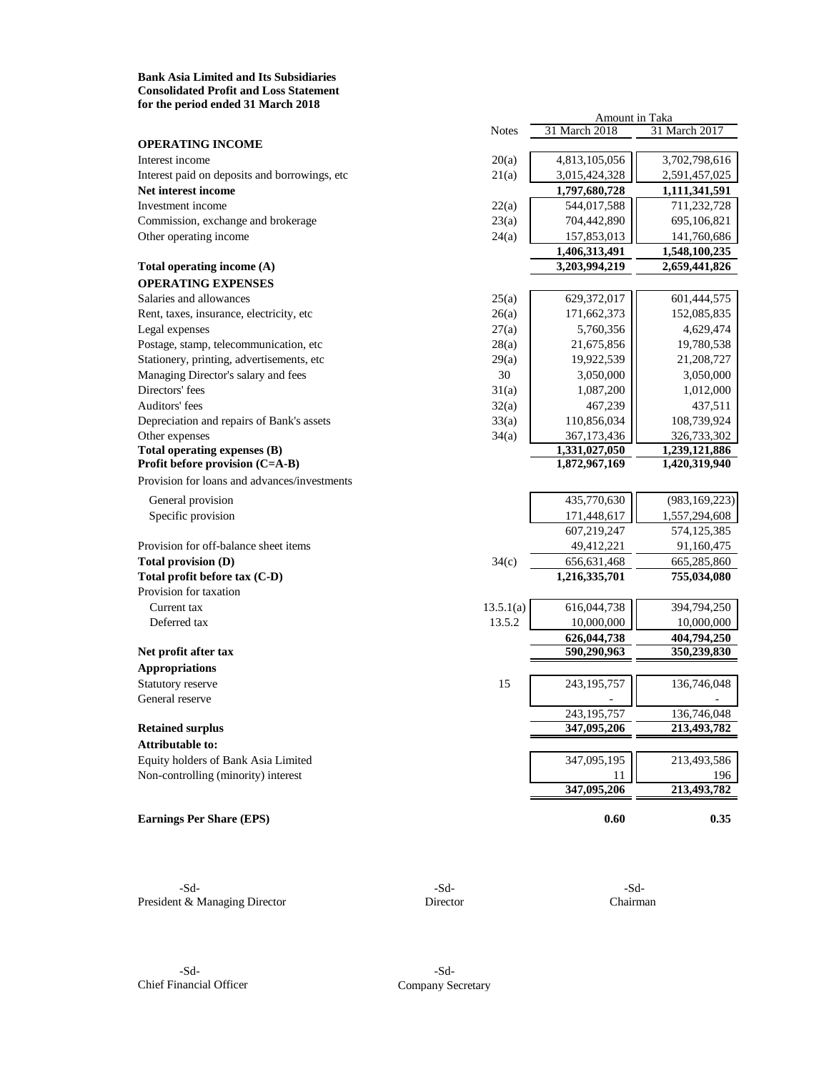**Bank Asia Limited and Its Subsidiaries**
**Consolidated Profit and Loss Statement**
**for the period ended 31 March 2018**

| | Notes | 31 March 2018 | 31 March 2017 |
|---|---|---|---|
| | | Amount in Taka | |
| **OPERATING INCOME** | | | |
| Interest income | 20(a) | 4,813,105,056 | 3,702,798,616 |
| Interest paid on deposits and borrowings, etc | 21(a) | 3,015,424,328 | 2,591,457,025 |
| **Net interest income** | | **1,797,680,728** | **1,111,341,591** |
| Investment income | 22(a) | 544,017,588 | 711,232,728 |
| Commission, exchange and brokerage | 23(a) | 704,442,890 | 695,106,821 |
| Other operating income | 24(a) | 157,853,013 | 141,760,686 |
| | | **1,406,313,491** | **1,548,100,235** |
| **Total operating income (A)** | | **3,203,994,219** | **2,659,441,826** |
| **OPERATING EXPENSES** | | | |
| Salaries and allowances | 25(a) | 629,372,017 | 601,444,575 |
| Rent, taxes, insurance, electricity, etc | 26(a) | 171,662,373 | 152,085,835 |
| Legal expenses | 27(a) | 5,760,356 | 4,629,474 |
| Postage, stamp, telecommunication, etc | 28(a) | 21,675,856 | 19,780,538 |
| Stationery, printing, advertisements, etc | 29(a) | 19,922,539 | 21,208,727 |
| Managing Director's salary and fees | 30 | 3,050,000 | 3,050,000 |
| Directors' fees | 31(a) | 1,087,200 | 1,012,000 |
| Auditors' fees | 32(a) | 467,239 | 437,511 |
| Depreciation and repairs of Bank's assets | 33(a) | 110,856,034 | 108,739,924 |
| Other expenses | 34(a) | 367,173,436 | 326,733,302 |
| **Total operating expenses (B)** | | **1,331,027,050** | **1,239,121,886** |
| **Profit before provision (C=A-B)** | | **1,872,967,169** | **1,420,319,940** |
| Provision for loans and advances/investments | | | |
| General provision | | 435,770,630 | (983,169,223) |
| Specific provision | | 171,448,617 | 1,557,294,608 |
| | | 607,219,247 | 574,125,385 |
| Provision for off-balance sheet items | | 49,412,221 | 91,160,475 |
| **Total provision (D)** | 34(c) | 656,631,468 | 665,285,860 |
| **Total profit before tax (C-D)** | | **1,216,335,701** | **755,034,080** |
| Provision for taxation | | | |
| Current tax | 13.5.1(a) | 616,044,738 | 394,794,250 |
| Deferred tax | 13.5.2 | 10,000,000 | 10,000,000 |
| | | **626,044,738** | **404,794,250** |
| **Net profit after tax** | | **590,290,963** | **350,239,830** |
| **Appropriations** | | | |
| Statutory reserve | 15 | 243,195,757 | 136,746,048 |
| General reserve | | - | - |
| | | 243,195,757 | 136,746,048 |
| **Retained surplus** | | **347,095,206** | **213,493,782** |
| **Attributable to:** | | | |
| Equity holders of Bank Asia Limited | | 347,095,195 | 213,493,586 |
| Non-controlling (minority) interest | | 11 | 196 |
| | | **347,095,206** | **213,493,782** |
| **Earnings Per Share (EPS)** | | **0.60** | **0.35** |

-Sd-
President & Managing Director

-Sd-
Director

-Sd-
Chairman

-Sd-
Chief Financial Officer

-Sd-
Company Secretary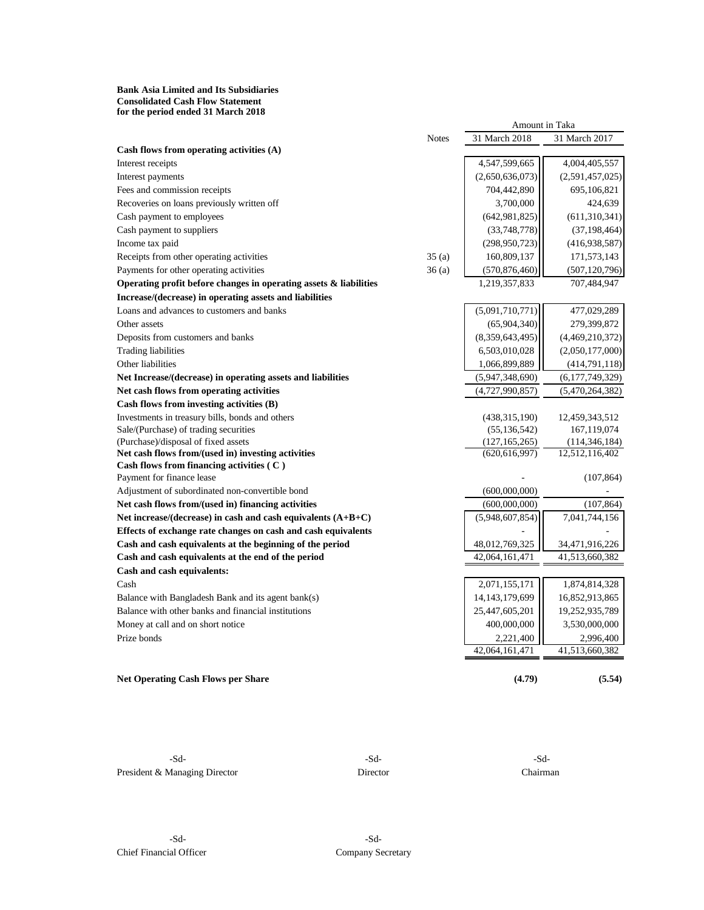**Bank Asia Limited and Its Subsidiaries**
**Consolidated Cash Flow Statement**
**for the period ended 31 March 2018**

| | Notes | Amount in Taka | |
|---|---|---|---|
| | | 31 March 2018 | 31 March 2017 |
| **Cash flows from operating activities (A)** | | | |
| Interest receipts | | 4,547,599,665 | 4,004,405,557 |
| Interest payments | | (2,650,636,073) | (2,591,457,025) |
| Fees and commission receipts | | 704,442,890 | 695,106,821 |
| Recoveries on loans previously written off | | 3,700,000 | 424,639 |
| Cash payment to employees | | (642,981,825) | (611,310,341) |
| Cash payment to suppliers | | (33,748,778) | (37,198,464) |
| Income tax paid | | (298,950,723) | (416,938,587) |
| Receipts from other operating activities | 35 (a) | 160,809,137 | 171,573,143 |
| Payments for other operating activities | 36 (a) | (570,876,460) | (507,120,796) |
| **Operating profit before changes in operating assets & liabilities** | | 1,219,357,833 | 707,484,947 |
| **Increase/(decrease) in operating assets and liabilities** | | | |
| Loans and advances to customers and banks | | (5,091,710,771) | 477,029,289 |
| Other assets | | (65,904,340) | 279,399,872 |
| Deposits from customers and banks | | (8,359,643,495) | (4,469,210,372) |
| Trading liabilities | | 6,503,010,028 | (2,050,177,000) |
| Other liabilities | | 1,066,899,889 | (414,791,118) |
| **Net Increase/(decrease) in operating assets and liabilities** | | (5,947,348,690) | (6,177,749,329) |
| **Net cash flows from operating activities** | | (4,727,990,857) | (5,470,264,382) |
| **Cash flows from investing activities (B)** | | | |
| Investments in treasury bills, bonds and others | | (438,315,190) | 12,459,343,512 |
| Sale/(Purchase) of trading securities | | (55,136,542) | 167,119,074 |
| (Purchase)/disposal of fixed assets | | (127,165,265) | (114,346,184) |
| **Net cash flows from/(used in) investing activities** | | (620,616,997) | 12,512,116,402 |
| **Cash flows from financing activities ( C )** | | | |
| Payment for finance lease | | - | (107,864) |
| Adjustment of subordinated non-convertible bond | | (600,000,000) | - |
| **Net cash flows from/(used in) financing activities** | | (600,000,000) | (107,864) |
| **Net increase/(decrease) in cash and cash equivalents (A+B+C)** | | (5,948,607,854) | 7,041,744,156 |
| **Effects of exchange rate changes on cash and cash equivalents** | | - | - |
| **Cash and cash equivalents at the beginning of the period** | | 48,012,769,325 | 34,471,916,226 |
| **Cash and cash equivalents at the end of the period** | | 42,064,161,471 | 41,513,660,382 |
| **Cash and cash equivalents:** | | | |
| Cash | | 2,071,155,171 | 1,874,814,328 |
| Balance with Bangladesh Bank and its agent bank(s) | | 14,143,179,699 | 16,852,913,865 |
| Balance with other banks and financial institutions | | 25,447,605,201 | 19,252,935,789 |
| Money at call and on short notice | | 400,000,000 | 3,530,000,000 |
| Prize bonds | | 2,221,400 | 2,996,400 |
| | | 42,064,161,471 | 41,513,660,382 |
| **Net Operating Cash Flows per Share** | | **(4.79)** | **(5.54)** |

| -Sd- | -Sd- | -Sd- |
|---|---|---|
| President & Managing Director | Director | Chairman |

| -Sd- | -Sd- |
|---|---|
| Chief Financial Officer | Company Secretary |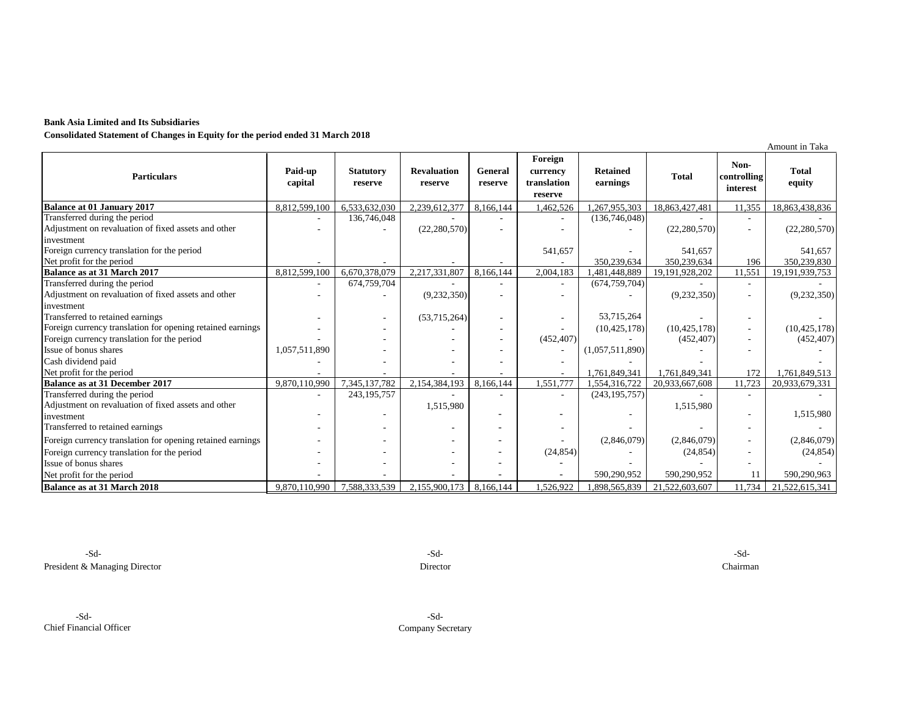**Bank Asia Limited and Its Subsidiaries**

**Consolidated Statement of Changes in Equity for the period ended 31 March 2018**

Amount in Taka

| Particulars | Paid-up capital | Statutory reserve | Revaluation reserve | General reserve | Foreign currency translation reserve | Retained earnings | Total | Non-controlling interest | Total equity |
|---|---|---|---|---|---|---|---|---|---|
| **Balance at 01 January 2017** | 8,812,599,100 | 6,533,632,030 | 2,239,612,377 | 8,166,144 | 1,462,526 | 1,267,955,303 | 18,863,427,481 | 11,355 | 18,863,438,836 |
| Transferred during the period | - | 136,746,048 | - | - | - | (136,746,048) | - | - | - |
| Adjustment on revaluation of fixed assets and other investment | - | - | (22,280,570) | - | - | - | (22,280,570) | - | (22,280,570) |
| Foreign currency translation for the period | | | | | 541,657 | - | 541,657 | | 541,657 |
| Net profit for the period | - | - | - | - | - | 350,239,634 | 350,239,634 | 196 | 350,239,830 |
| **Balance as at 31 March 2017** | 8,812,599,100 | 6,670,378,079 | 2,217,331,807 | 8,166,144 | 2,004,183 | 1,481,448,889 | 19,191,928,202 | 11,551 | 19,191,939,753 |
| Transferred during the period | - | 674,759,704 | - | - | - | (674,759,704) | - | - | - |
| Adjustment on revaluation of fixed assets and other investment | - | - | (9,232,350) | - | - | - | (9,232,350) | - | (9,232,350) |
| Transferred to retained earnings | - | - | (53,715,264) | - | - | 53,715,264 | - | - | - |
| Foreign currency translation for opening retained earnings | - | - | - | - | - | (10,425,178) | (10,425,178) | - | (10,425,178) |
| Foreign currency translation for the period | - | - | - | - | (452,407) | - | (452,407) | - | (452,407) |
| Issue of bonus shares | 1,057,511,890 | - | - | - | - | (1,057,511,890) | - | - | - |
| Cash dividend paid | - | - | - | - | - | - | - | | - |
| Net profit for the period | - | - | - | - | - | 1,761,849,341 | 1,761,849,341 | 172 | 1,761,849,513 |
| **Balance as at 31 December 2017** | 9,870,110,990 | 7,345,137,782 | 2,154,384,193 | 8,166,144 | 1,551,777 | 1,554,316,722 | 20,933,667,608 | 11,723 | 20,933,679,331 |
| Transferred during the period | - | 243,195,757 | - | - | - | (243,195,757) | - | - | - |
| Adjustment on revaluation of fixed assets and other investment | - | - | 1,515,980 | - | - | - | 1,515,980 | - | 1,515,980 |
| Transferred to retained earnings | - | - | - | - | - | - | - | - | - |
| Foreign currency translation for opening retained earnings | - | - | - | - | - | (2,846,079) | (2,846,079) | - | (2,846,079) |
| Foreign currency translation for the period | - | - | - | - | (24,854) | - | (24,854) | - | (24,854) |
| Issue of bonus shares | - | - | - | - | - | - | - | - | - |
| Net profit for the period | - | - | - | - | - | 590,290,952 | 590,290,952 | 11 | 590,290,963 |
| **Balance as at 31 March 2018** | 9,870,110,990 | 7,588,333,539 | 2,155,900,173 | 8,166,144 | 1,526,922 | 1,898,565,839 | 21,522,603,607 | 11,734 | 21,522,615,341 |

-Sd-
President & Managing Director

-Sd-
Director

-Sd-
Chairman

-Sd-
Chief Financial Officer

-Sd-
Company Secretary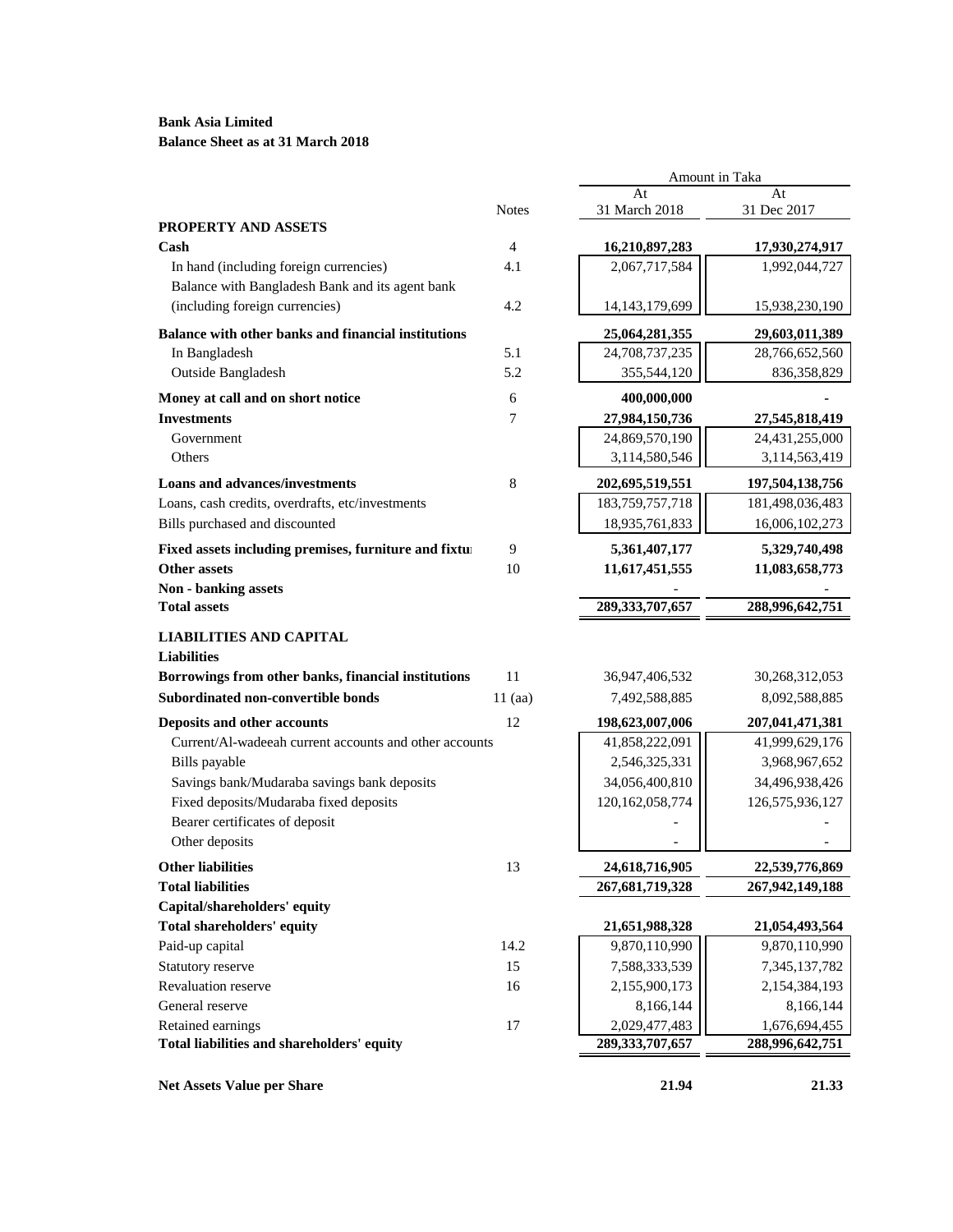**Bank Asia Limited**
**Balance Sheet as at 31 March 2018**

| | Notes | At 31 March 2018 | At 31 Dec 2017 |
|---|---|---|---|
| | | Amount in Taka | |
| **PROPERTY AND ASSETS** | | | |
| **Cash** | 4 | **16,210,897,283** | **17,930,274,917** |
| In hand (including foreign currencies) | 4.1 | 2,067,717,584 | 1,992,044,727 |
| Balance with Bangladesh Bank and its agent bank (including foreign currencies) | 4.2 | 14,143,179,699 | 15,938,230,190 |
| **Balance with other banks and financial institutions** | | **25,064,281,355** | **29,603,011,389** |
| In Bangladesh | 5.1 | 24,708,737,235 | 28,766,652,560 |
| Outside Bangladesh | 5.2 | 355,544,120 | 836,358,829 |
| **Money at call and on short notice** | 6 | **400,000,000** | **-** |
| **Investments** | 7 | **27,984,150,736** | **27,545,818,419** |
| Government | | 24,869,570,190 | 24,431,255,000 |
| Others | | 3,114,580,546 | 3,114,563,419 |
| **Loans and advances/investments** | 8 | **202,695,519,551** | **197,504,138,756** |
| Loans, cash credits, overdrafts, etc/investments | | 183,759,757,718 | 181,498,036,483 |
| Bills purchased and discounted | | 18,935,761,833 | 16,006,102,273 |
| **Fixed assets including premises, furniture and fixtu** | 9 | **5,361,407,177** | **5,329,740,498** |
| **Other assets** | 10 | **11,617,451,555** | **11,083,658,773** |
| **Non - banking assets** | | - | - |
| **Total assets** | | **289,333,707,657** | **288,996,642,751** |
| **LIABILITIES AND CAPITAL** | | | |
| **Liabilities** | | | |
| **Borrowings from other banks, financial institutions** | 11 | 36,947,406,532 | 30,268,312,053 |
| **Subordinated non-convertible bonds** | 11 (aa) | 7,492,588,885 | 8,092,588,885 |
| **Deposits and other accounts** | 12 | **198,623,007,006** | **207,041,471,381** |
| Current/Al-wadeeah current accounts and other accounts | | 41,858,222,091 | 41,999,629,176 |
| Bills payable | | 2,546,325,331 | 3,968,967,652 |
| Savings bank/Mudaraba savings bank deposits | | 34,056,400,810 | 34,496,938,426 |
| Fixed deposits/Mudaraba fixed deposits | | 120,162,058,774 | 126,575,936,127 |
| Bearer certificates of deposit | | - | - |
| Other deposits | | - | - |
| **Other liabilities** | 13 | **24,618,716,905** | **22,539,776,869** |
| **Total liabilities** | | **267,681,719,328** | **267,942,149,188** |
| **Capital/shareholders' equity** | | | |
| **Total shareholders' equity** | | **21,651,988,328** | **21,054,493,564** |
| Paid-up capital | 14.2 | 9,870,110,990 | 9,870,110,990 |
| Statutory reserve | 15 | 7,588,333,539 | 7,345,137,782 |
| Revaluation reserve | 16 | 2,155,900,173 | 2,154,384,193 |
| General reserve | | 8,166,144 | 8,166,144 |
| Retained earnings | 17 | 2,029,477,483 | 1,676,694,455 |
| **Total liabilities and shareholders' equity** | | **289,333,707,657** | **288,996,642,751** |
| **Net Assets Value per Share** | | **21.94** | **21.33** |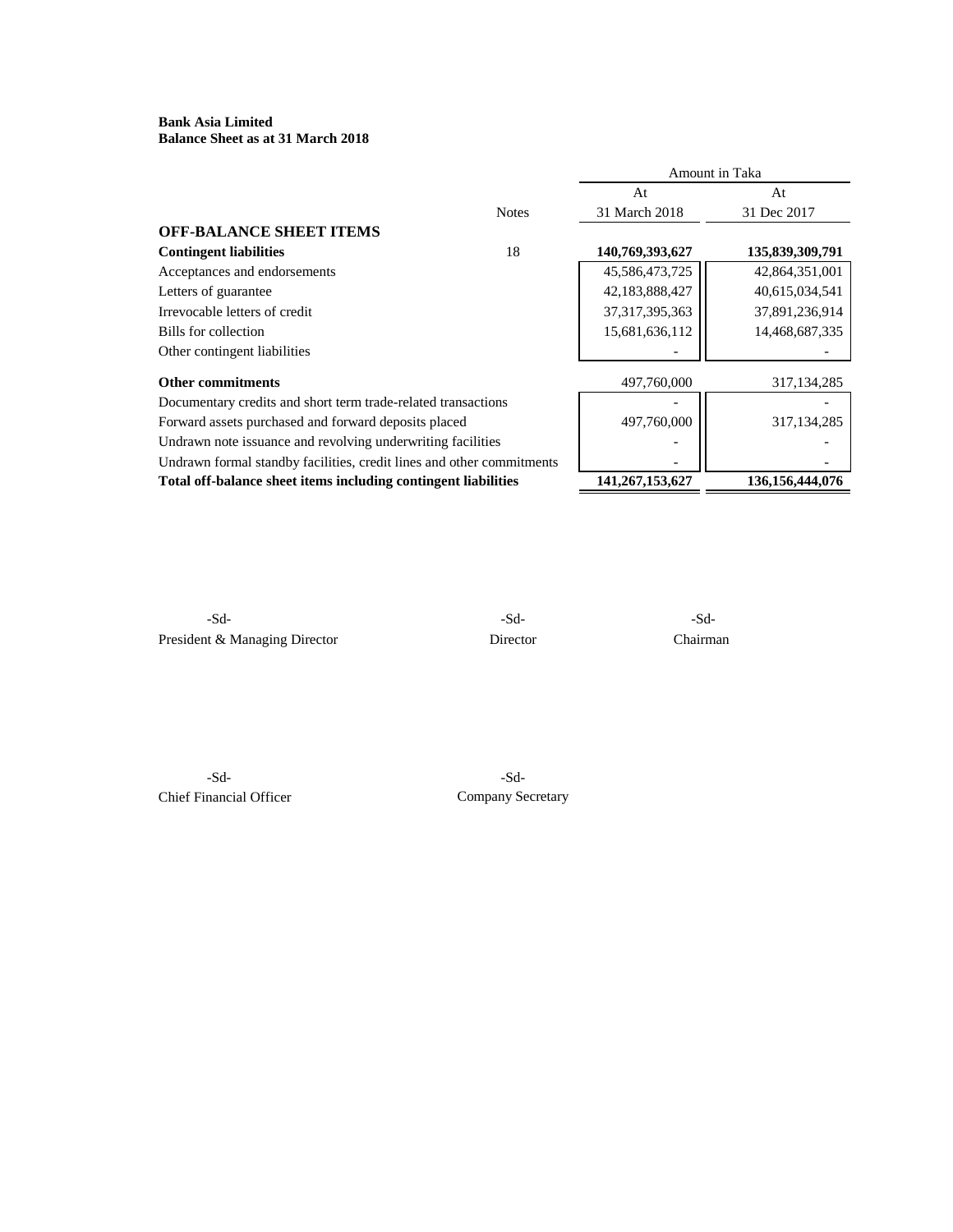**Bank Asia Limited**
**Balance Sheet as at 31 March 2018**

| | Notes | Amount in Taka | |
|---|---|---|---|
| | | At 31 March 2018 | At 31 Dec 2017 |
| **OFF-BALANCE SHEET ITEMS** | | | |
| **Contingent liabilities** | 18 | **140,769,393,627** | **135,839,309,791** |
| Acceptances and endorsements | | 45,586,473,725 | 42,864,351,001 |
| Letters of guarantee | | 42,183,888,427 | 40,615,034,541 |
| Irrevocable letters of credit | | 37,317,395,363 | 37,891,236,914 |
| Bills for collection | | 15,681,636,112 | 14,468,687,335 |
| Other contingent liabilities | | - | - |
| **Other commitments** | | 497,760,000 | 317,134,285 |
| Documentary credits and short term trade-related transactions | | - | - |
| Forward assets purchased and forward deposits placed | | 497,760,000 | 317,134,285 |
| Undrawn note issuance and revolving underwriting facilities | | - | - |
| Undrawn formal standby facilities, credit lines and other commitments | | - | - |
| **Total off-balance sheet items including contingent liabilities** | | **141,267,153,627** | **136,156,444,076** |

| -Sd- | -Sd- | -Sd- |
|---|---|---|
| President & Managing Director | Director | Chairman |

| -Sd- | -Sd- |
|---|---|
| Chief Financial Officer | Company Secretary |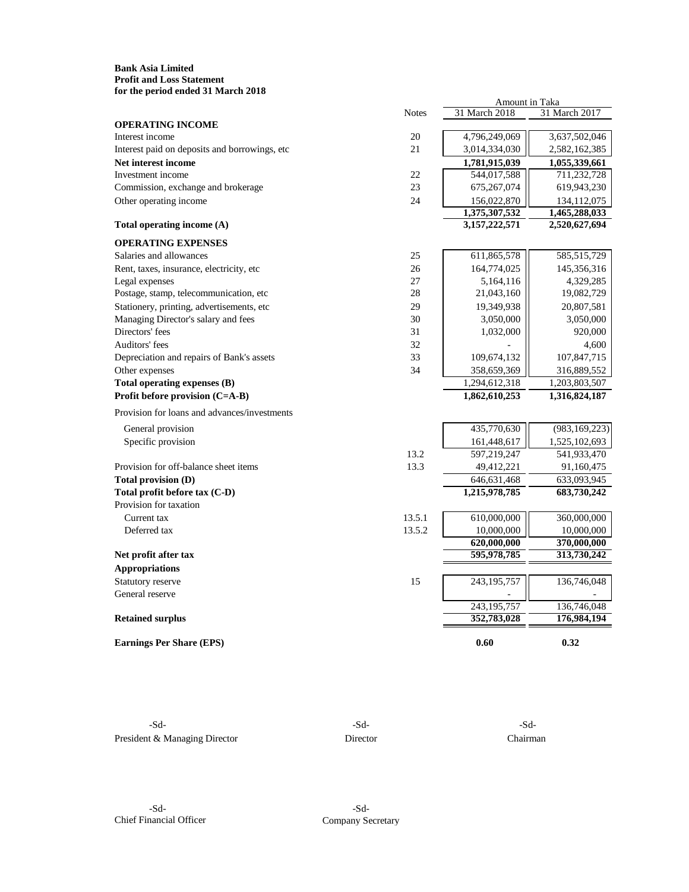**Bank Asia Limited**
**Profit and Loss Statement**
**for the period ended 31 March 2018**

| | Notes | 31 March 2018 | 31 March 2017 |
|---|---|---|---|
| | | Amount in Taka | |
| **OPERATING INCOME** | | | |
| Interest income | 20 | 4,796,249,069 | 3,637,502,046 |
| Interest paid on deposits and borrowings, etc | 21 | 3,014,334,030 | 2,582,162,385 |
| **Net interest income** | | **1,781,915,039** | **1,055,339,661** |
| Investment income | 22 | 544,017,588 | 711,232,728 |
| Commission, exchange and brokerage | 23 | 675,267,074 | 619,943,230 |
| Other operating income | 24 | 156,022,870 | 134,112,075 |
| | | **1,375,307,532** | **1,465,288,033** |
| **Total operating income (A)** | | **3,157,222,571** | **2,520,627,694** |
| **OPERATING EXPENSES** | | | |
| Salaries and allowances | 25 | 611,865,578 | 585,515,729 |
| Rent, taxes, insurance, electricity, etc | 26 | 164,774,025 | 145,356,316 |
| Legal expenses | 27 | 5,164,116 | 4,329,285 |
| Postage, stamp, telecommunication, etc | 28 | 21,043,160 | 19,082,729 |
| Stationery, printing, advertisements, etc | 29 | 19,349,938 | 20,807,581 |
| Managing Director's salary and fees | 30 | 3,050,000 | 3,050,000 |
| Directors' fees | 31 | 1,032,000 | 920,000 |
| Auditors' fees | 32 | - | 4,600 |
| Depreciation and repairs of Bank's assets | 33 | 109,674,132 | 107,847,715 |
| Other expenses | 34 | 358,659,369 | 316,889,552 |
| **Total operating expenses (B)** | | 1,294,612,318 | 1,203,803,507 |
| **Profit before provision (C=A-B)** | | **1,862,610,253** | **1,316,824,187** |
| Provision for loans and advances/investments | | | |
| General provision | | 435,770,630 | (983,169,223) |
| Specific provision | | 161,448,617 | 1,525,102,693 |
| | 13.2 | 597,219,247 | 541,933,470 |
| Provision for off-balance sheet items | 13.3 | 49,412,221 | 91,160,475 |
| **Total provision (D)** | | 646,631,468 | 633,093,945 |
| **Total profit before tax (C-D)** | | **1,215,978,785** | **683,730,242** |
| Provision for taxation | | | |
| Current tax | 13.5.1 | 610,000,000 | 360,000,000 |
| Deferred tax | 13.5.2 | 10,000,000 | 10,000,000 |
| | | **620,000,000** | **370,000,000** |
| **Net profit after tax** | | **595,978,785** | **313,730,242** |
| **Appropriations** | | | |
| Statutory reserve | 15 | 243,195,757 | 136,746,048 |
| General reserve | | - | - |
| | | 243,195,757 | 136,746,048 |
| **Retained surplus** | | **352,783,028** | **176,984,194** |
| **Earnings Per Share (EPS)** | | **0.60** | **0.32** |

-Sd-
President & Managing Director

-Sd-
Director

-Sd-
Chairman

-Sd-
Chief Financial Officer

-Sd-
Company Secretary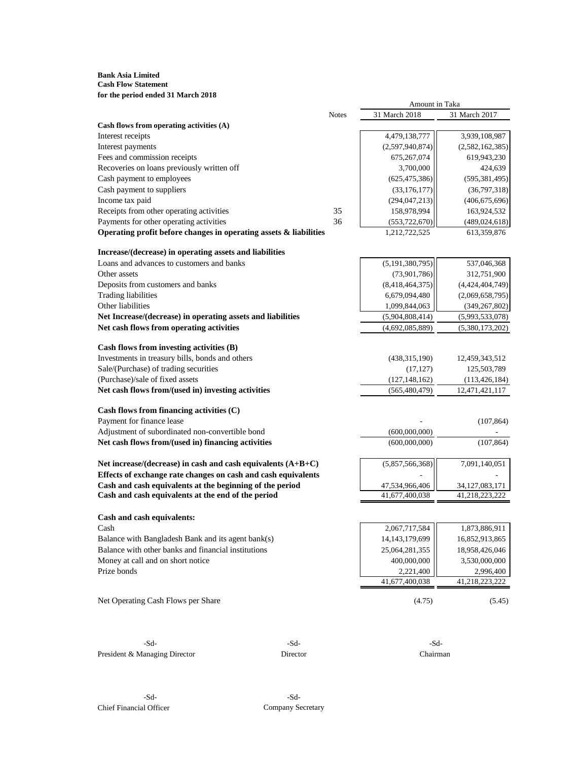**Bank Asia Limited**
**Cash Flow Statement**
**for the period ended 31 March 2018**

| | Notes | 31 March 2018 | 31 March 2017 |
|---|---|---|---|
| | | Amount in Taka | |
| **Cash flows from operating activities (A)** | | | |
| Interest receipts | | 4,479,138,777 | 3,939,108,987 |
| Interest payments | | (2,597,940,874) | (2,582,162,385) |
| Fees and commission receipts | | 675,267,074 | 619,943,230 |
| Recoveries on loans previously written off | | 3,700,000 | 424,639 |
| Cash payment to employees | | (625,475,386) | (595,381,495) |
| Cash payment to suppliers | | (33,176,177) | (36,797,318) |
| Income tax paid | | (294,047,213) | (406,675,696) |
| Receipts from other operating activities | 35 | 158,978,994 | 163,924,532 |
| Payments for other operating activities | 36 | (553,722,670) | (489,024,618) |
| **Operating profit before changes in operating assets & liabilities** | | 1,212,722,525 | 613,359,876 |
| **Increase/(decrease) in operating assets and liabilities** | | | |
| Loans and advances to customers and banks | | (5,191,380,795) | 537,046,368 |
| Other assets | | (73,901,786) | 312,751,900 |
| Deposits from customers and banks | | (8,418,464,375) | (4,424,404,749) |
| Trading liabilities | | 6,679,094,480 | (2,069,658,795) |
| Other liabilities | | 1,099,844,063 | (349,267,802) |
| **Net Increase/(decrease) in operating assets and liabilities** | | (5,904,808,414) | (5,993,533,078) |
| **Net cash flows from operating activities** | | (4,692,085,889) | (5,380,173,202) |
| **Cash flows from investing activities (B)** | | | |
| Investments in treasury bills, bonds and others | | (438,315,190) | 12,459,343,512 |
| Sale/(Purchase) of trading securities | | (17,127) | 125,503,789 |
| (Purchase)/sale of fixed assets | | (127,148,162) | (113,426,184) |
| **Net cash flows from/(used in) investing activities** | | (565,480,479) | 12,471,421,117 |
| **Cash flows from financing activities (C)** | | | |
| Payment for finance lease | | - | (107,864) |
| Adjustment of subordinated non-convertible bond | | (600,000,000) | - |
| **Net cash flows from/(used in) financing activities** | | (600,000,000) | (107,864) |
| **Net increase/(decrease) in cash and cash equivalents (A+B+C)** | | (5,857,566,368) | 7,091,140,051 |
| **Effects of exchange rate changes on cash and cash equivalents** | | - | - |
| **Cash and cash equivalents at the beginning of the period** | | 47,534,966,406 | 34,127,083,171 |
| **Cash and cash equivalents at the end of the period** | | 41,677,400,038 | 41,218,223,222 |
| **Cash and cash equivalents:** | | | |
| Cash | | 2,067,717,584 | 1,873,886,911 |
| Balance with Bangladesh Bank and its agent bank(s) | | 14,143,179,699 | 16,852,913,865 |
| Balance with other banks and financial institutions | | 25,064,281,355 | 18,958,426,046 |
| Money at call and on short notice | | 400,000,000 | 3,530,000,000 |
| Prize bonds | | 2,221,400 | 2,996,400 |
| | | 41,677,400,038 | 41,218,223,222 |
| Net Operating Cash Flows per Share | | (4.75) | (5.45) |

| -Sd- | -Sd- | -Sd- |
|---|---|---|
| President & Managing Director | Director | Chairman |

| -Sd- | -Sd- |
|---|---|
| Chief Financial Officer | Company Secretary |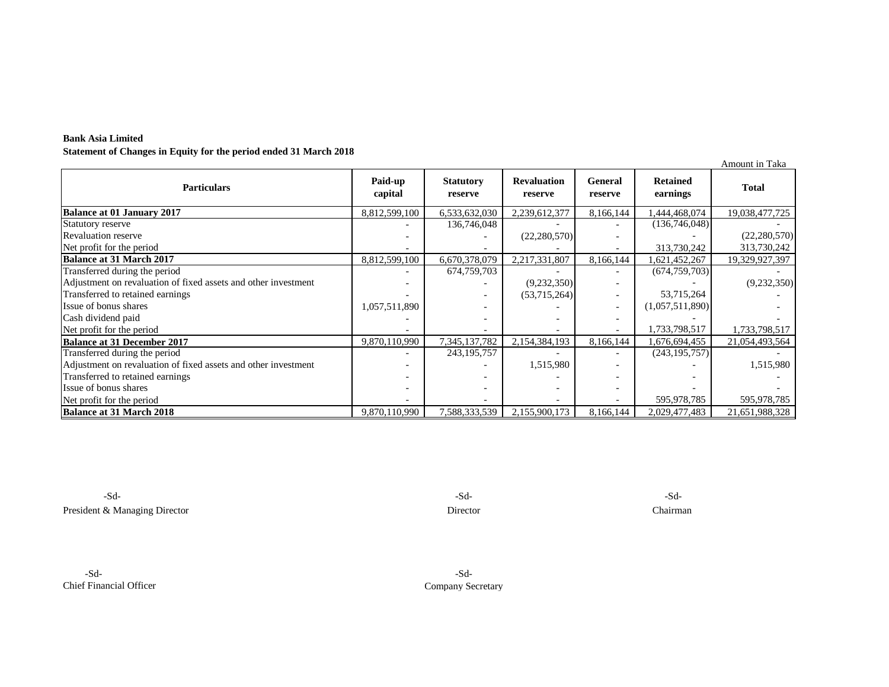**Bank Asia Limited**

**Statement of Changes in Equity for the period ended 31 March 2018**

Amount in Taka

| Particulars | Paid-up capital | Statutory reserve | Revaluation reserve | General reserve | Retained earnings | Total |
|---|---|---|---|---|---|---|
| **Balance at 01 January 2017** | 8,812,599,100 | 6,533,632,030 | 2,239,612,377 | 8,166,144 | 1,444,468,074 | 19,038,477,725 |
| Statutory reserve | - | 136,746,048 | - | - | (136,746,048) | - |
| Revaluation reserve | - | - | (22,280,570) | - | - | (22,280,570) |
| Net profit for the period | - | - | - | - | 313,730,242 | 313,730,242 |
| **Balance at 31 March 2017** | 8,812,599,100 | 6,670,378,079 | 2,217,331,807 | 8,166,144 | 1,621,452,267 | 19,329,927,397 |
| Transferred during the period | - | 674,759,703 | - | - | (674,759,703) | - |
| Adjustment on revaluation of fixed assets and other investment | - | - | (9,232,350) | - | - | (9,232,350) |
| Transferred to retained earnings | - | - | (53,715,264) | - | 53,715,264 | - |
| Issue of bonus shares | 1,057,511,890 | - | - | - | (1,057,511,890) | - |
| Cash dividend paid | - | - | - | - | - | - |
| Net profit for the period | - | - | - | - | 1,733,798,517 | 1,733,798,517 |
| **Balance at 31 December 2017** | 9,870,110,990 | 7,345,137,782 | 2,154,384,193 | 8,166,144 | 1,676,694,455 | 21,054,493,564 |
| Transferred during the period | - | 243,195,757 | - | - | (243,195,757) | - |
| Adjustment on revaluation of fixed assets and other investment | - | - | 1,515,980 | - | - | 1,515,980 |
| Transferred to retained earnings | - | - | - | - | - | - |
| Issue of bonus shares | - | - | - | - | - | - |
| Net profit for the period | - | - | - | - | 595,978,785 | 595,978,785 |
| **Balance at 31 March 2018** | 9,870,110,990 | 7,588,333,539 | 2,155,900,173 | 8,166,144 | 2,029,477,483 | 21,651,988,328 |

-Sd-
President & Managing Director

-Sd-
Director

-Sd-
Chairman

-Sd-
Chief Financial Officer

-Sd-
Company Secretary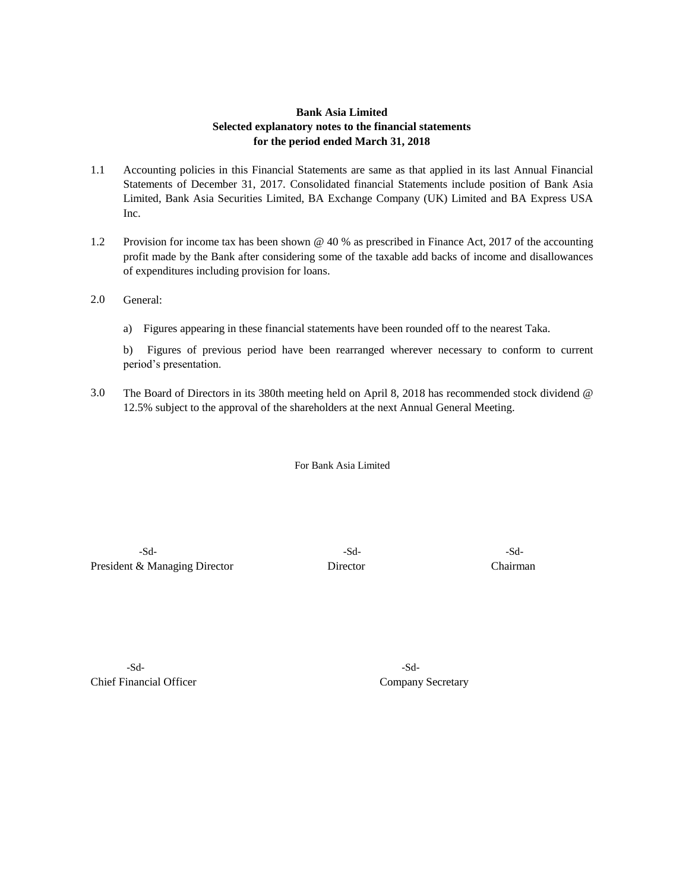**Bank Asia Limited**
**Selected explanatory notes to the financial statements**
**for the period ended March 31, 2018**

1.1 Accounting policies in this Financial Statements are same as that applied in its last Annual Financial Statements of December 31, 2017. Consolidated financial Statements include position of Bank Asia Limited, Bank Asia Securities Limited, BA Exchange Company (UK) Limited and BA Express USA Inc.

1.2 Provision for income tax has been shown @ 40 % as prescribed in Finance Act, 2017 of the accounting profit made by the Bank after considering some of the taxable add backs of income and disallowances of expenditures including provision for loans.

2.0 General:

a) Figures appearing in these financial statements have been rounded off to the nearest Taka.

b) Figures of previous period have been rearranged wherever necessary to conform to current period's presentation.

3.0 The Board of Directors in its 380th meeting held on April 8, 2018 has recommended stock dividend @ 12.5% subject to the approval of the shareholders at the next Annual General Meeting.

For Bank Asia Limited

| -Sd- | -Sd- | -Sd- |
|---|---|---|
| President & Managing Director | Director | Chairman |

| -Sd- | -Sd- |
|---|---|
| Chief Financial Officer | Company Secretary |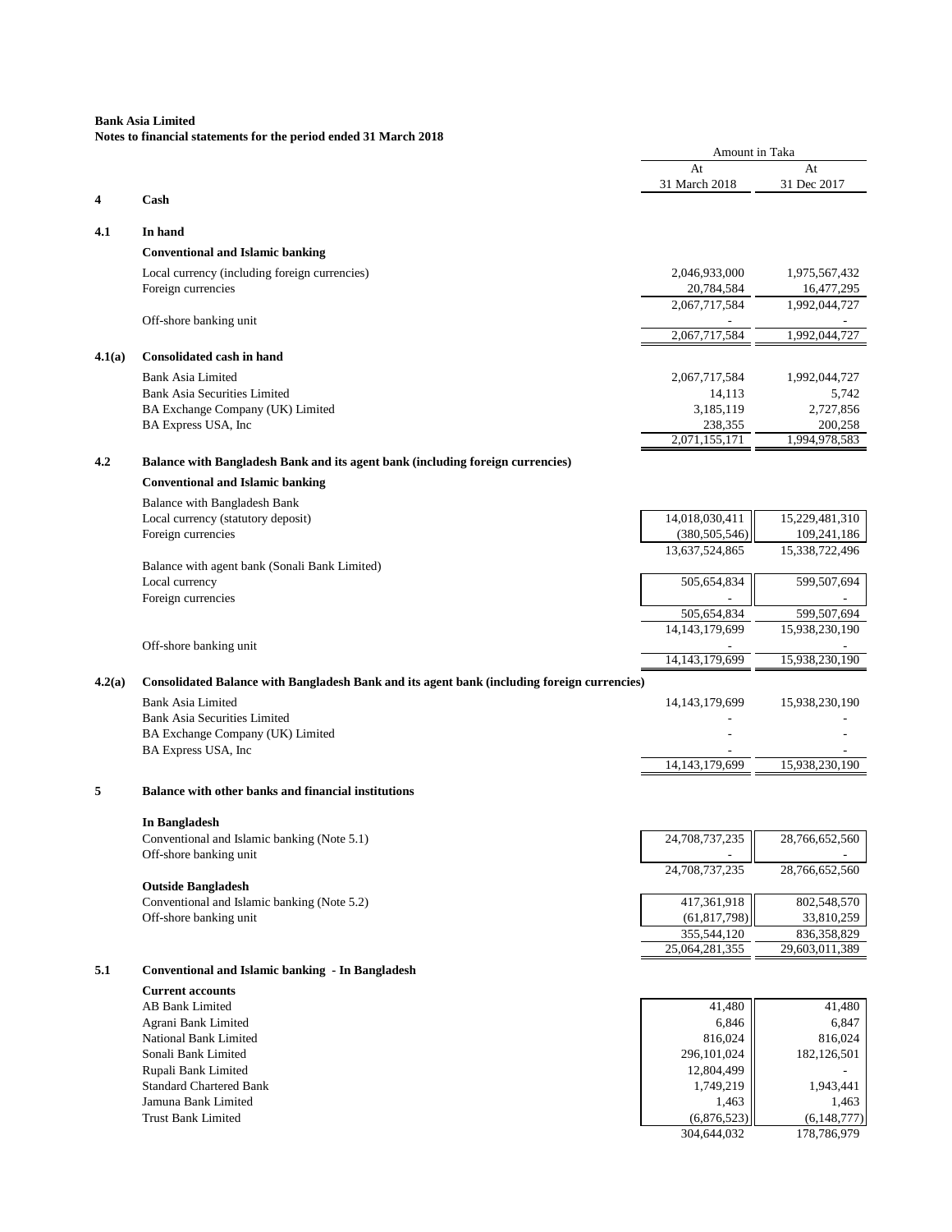**Bank Asia Limited**
**Notes to financial statements for the period ended 31 March 2018**

| | | Amount in Taka | |
|---|---|---|---|
| | | At 31 March 2018 | At 31 Dec 2017 |
| **4** | **Cash** | | |
| **4.1** | **In hand** | | |
| | **Conventional and Islamic banking** | | |
| | Local currency (including foreign currencies) | 2,046,933,000 | 1,975,567,432 |
| | Foreign currencies | 20,784,584 | 16,477,295 |
| | | 2,067,717,584 | 1,992,044,727 |
| | Off-shore banking unit | - | - |
| | | 2,067,717,584 | 1,992,044,727 |
| **4.1(a)** | **Consolidated cash in hand** | | |
| | Bank Asia Limited | 2,067,717,584 | 1,992,044,727 |
| | Bank Asia Securities Limited | 14,113 | 5,742 |
| | BA Exchange Company (UK) Limited | 3,185,119 | 2,727,856 |
| | BA Express USA, Inc | 238,355 | 200,258 |
| | | 2,071,155,171 | 1,994,978,583 |
| **4.2** | **Balance with Bangladesh Bank and its agent bank (including foreign currencies)** | | |
| | **Conventional and Islamic banking** | | |
| | Balance with Bangladesh Bank | | |
| | Local currency (statutory deposit) | 14,018,030,411 | 15,229,481,310 |
| | Foreign currencies | (380,505,546) | 109,241,186 |
| | | 13,637,524,865 | 15,338,722,496 |
| | Balance with agent bank (Sonali Bank Limited) | | |
| | Local currency | 505,654,834 | 599,507,694 |
| | Foreign currencies | - | - |
| | | 505,654,834 | 599,507,694 |
| | | 14,143,179,699 | 15,938,230,190 |
| | Off-shore banking unit | - | - |
| | | 14,143,179,699 | 15,938,230,190 |
| **4.2(a)** | **Consolidated Balance with Bangladesh Bank and its agent bank (including foreign currencies)** | | |
| | Bank Asia Limited | 14,143,179,699 | 15,938,230,190 |
| | Bank Asia Securities Limited | - | - |
| | BA Exchange Company (UK) Limited | - | - |
| | BA Express USA, Inc | - | - |
| | | 14,143,179,699 | 15,938,230,190 |
| **5** | **Balance with other banks and financial institutions** | | |
| | **In Bangladesh** | | |
| | Conventional and Islamic banking (Note 5.1) | 24,708,737,235 | 28,766,652,560 |
| | Off-shore banking unit | - | - |
| | | 24,708,737,235 | 28,766,652,560 |
| | **Outside Bangladesh** | | |
| | Conventional and Islamic banking (Note 5.2) | 417,361,918 | 802,548,570 |
| | Off-shore banking unit | (61,817,798) | 33,810,259 |
| | | 355,544,120 | 836,358,829 |
| | | 25,064,281,355 | 29,603,011,389 |
| **5.1** | **Conventional and Islamic banking - In Bangladesh** | | |
| | **Current accounts** | | |
| | AB Bank Limited | 41,480 | 41,480 |
| | Agrani Bank Limited | 6,846 | 6,847 |
| | National Bank Limited | 816,024 | 816,024 |
| | Sonali Bank Limited | 296,101,024 | 182,126,501 |
| | Rupali Bank Limited | 12,804,499 | - |
| | Standard Chartered Bank | 1,749,219 | 1,943,441 |
| | Jamuna Bank Limited | 1,463 | 1,463 |
| | Trust Bank Limited | (6,876,523) | (6,148,777) |
| | | 304,644,032 | 178,786,979 |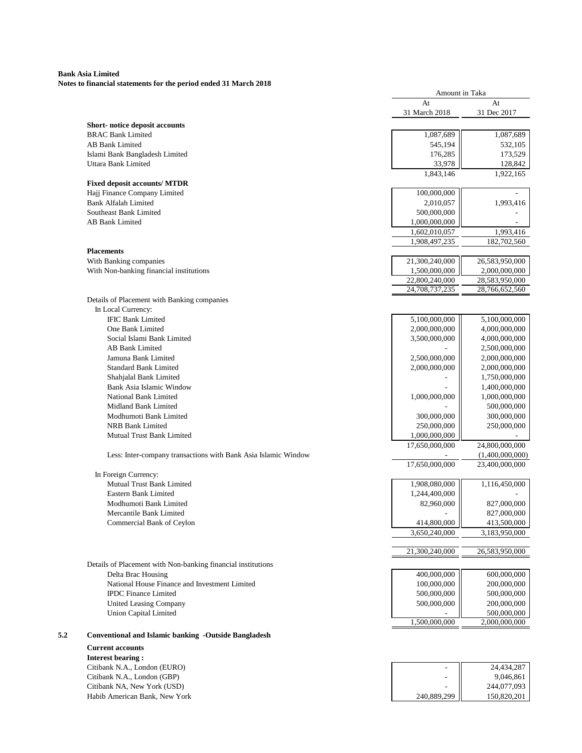**Bank Asia Limited**
**Notes to financial statements for the period ended 31 March 2018**

| | Amount in Taka | |
|---|---|---|
| | At 31 March 2018 | At 31 Dec 2017 |
| **Short- notice deposit accounts** | | |
| BRAC Bank Limited | 1,087,689 | 1,087,689 |
| AB Bank Limited | 545,194 | 532,105 |
| Islami Bank Bangladesh Limited | 176,285 | 173,529 |
| Uttara Bank Limited | 33,978 | 128,842 |
| | 1,843,146 | 1,922,165 |
| **Fixed deposit accounts/ MTDR** | | |
| Hajj Finance Company Limited | 100,000,000 | - |
| Bank Alfalah Limited | 2,010,057 | 1,993,416 |
| Southeast Bank Limited | 500,000,000 | - |
| AB Bank Limited | 1,000,000,000 | - |
| | 1,602,010,057 | 1,993,416 |
| | 1,908,497,235 | 182,702,560 |
| **Placements** | | |
| With Banking companies | 21,300,240,000 | 26,583,950,000 |
| With Non-banking financial institutions | 1,500,000,000 | 2,000,000,000 |
| | 22,800,240,000 | 28,583,950,000 |
| | 24,708,737,235 | 28,766,652,560 |
| Details of Placement with Banking companies | | |
| In Local Currency: | | |
| IFIC Bank Limited | 5,100,000,000 | 5,100,000,000 |
| One Bank Limited | 2,000,000,000 | 4,000,000,000 |
| Social Islami Bank Limited | 3,500,000,000 | 4,000,000,000 |
| AB Bank Limited | - | 2,500,000,000 |
| Jamuna Bank Limited | 2,500,000,000 | 2,000,000,000 |
| Standard Bank Limited | 2,000,000,000 | 2,000,000,000 |
| Shahjalal Bank Limited | - | 1,750,000,000 |
| Bank Asia Islamic Window | - | 1,400,000,000 |
| National Bank Limited | 1,000,000,000 | 1,000,000,000 |
| Midland Bank Limited | - | 500,000,000 |
| Modhumoti Bank Limited | 300,000,000 | 300,000,000 |
| NRB Bank Limited | 250,000,000 | 250,000,000 |
| Mutual Trust Bank Limited | 1,000,000,000 | - |
| | 17,650,000,000 | 24,800,000,000 |
| Less: Inter-company transactions with Bank Asia Islamic Window | - | (1,400,000,000) |
| | 17,650,000,000 | 23,400,000,000 |
| In Foreign Currency: | | |
| Mutual Trust Bank Limited | 1,908,080,000 | 1,116,450,000 |
| Eastern Bank Limited | 1,244,400,000 | - |
| Modhumoti Bank Limited | 82,960,000 | 827,000,000 |
| Mercantile Bank Limited | - | 827,000,000 |
| Commercial Bank of Ceylon | 414,800,000 | 413,500,000 |
| | 3,650,240,000 | 3,183,950,000 |
| | 21,300,240,000 | 26,583,950,000 |
| Details of Placement with Non-banking financial institutions | | |
| Delta Brac Housing | 400,000,000 | 600,000,000 |
| National House Finance and Investment Limited | 100,000,000 | 200,000,000 |
| IPDC Finance Limited | 500,000,000 | 500,000,000 |
| United Leasing Company | 500,000,000 | 200,000,000 |
| Union Capital Limited | - | 500,000,000 |
| | 1,500,000,000 | 2,000,000,000 |

**5.2 Conventional and Islamic banking -Outside Bangladesh**

| | At 31 March 2018 | At 31 Dec 2017 |
|---|---|---|
| **Current accounts** | | |
| **Interest bearing :** | | |
| Citibank N.A., London (EURO) | - | 24,434,287 |
| Citibank N.A., London (GBP) | - | 9,046,861 |
| Citibank NA, New York (USD) | - | 244,077,093 |
| Habib American Bank, New York | 240,889,299 | 150,820,201 |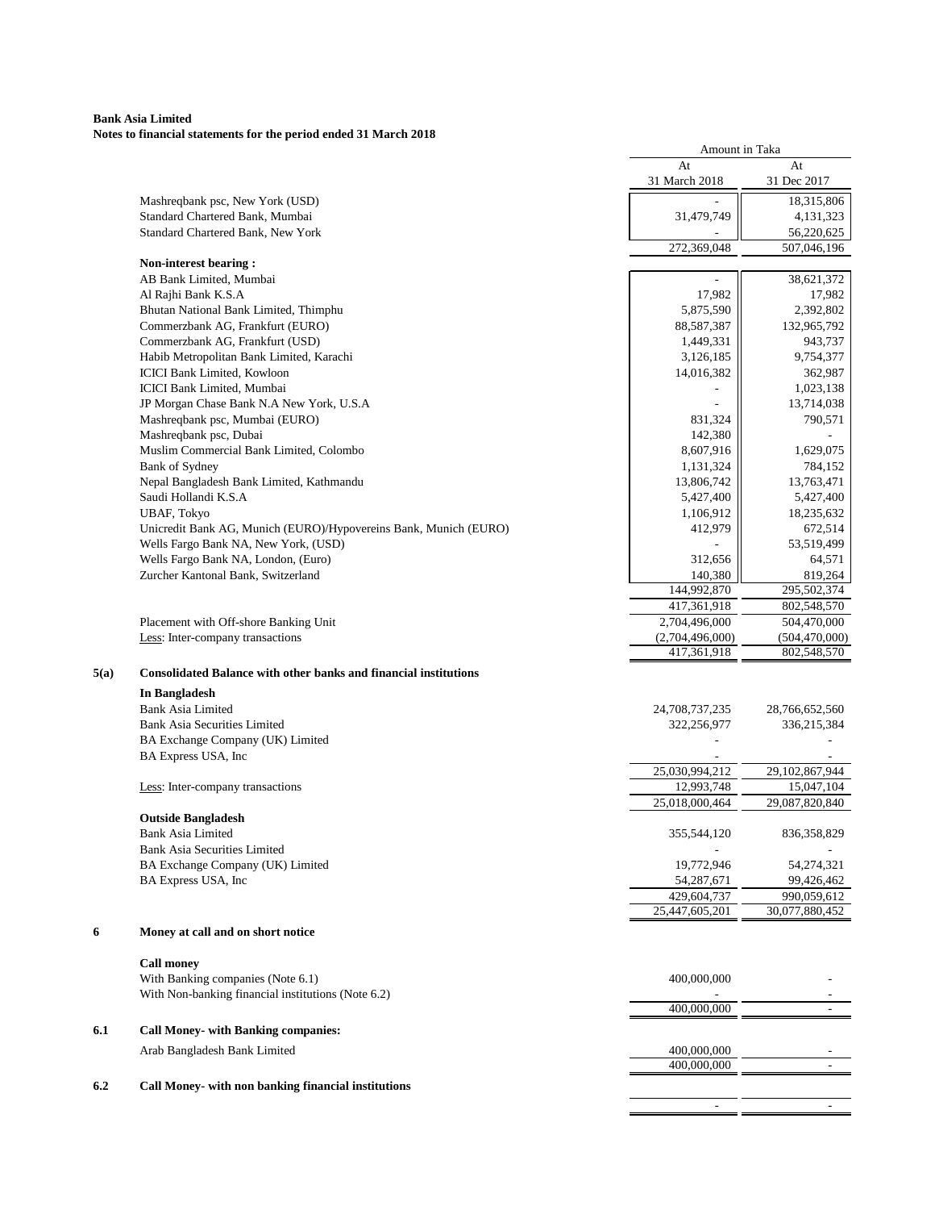**Bank Asia Limited**
**Notes to financial statements for the period ended 31 March 2018**

| | Amount in Taka | |
|---|---|---|
| | At 31 March 2018 | At 31 Dec 2017 |
| Mashreqbank psc, New York (USD) | - | 18,315,806 |
| Standard Chartered Bank, Mumbai | 31,479,749 | 4,131,323 |
| Standard Chartered Bank, New York | - | 56,220,625 |
| | 272,369,048 | 507,046,196 |
| **Non-interest bearing :** | | |
| AB Bank Limited, Mumbai | - | 38,621,372 |
| Al Rajhi Bank K.S.A | 17,982 | 17,982 |
| Bhutan National Bank Limited, Thimphu | 5,875,590 | 2,392,802 |
| Commerzbank AG, Frankfurt (EURO) | 88,587,387 | 132,965,792 |
| Commerzbank AG, Frankfurt (USD) | 1,449,331 | 943,737 |
| Habib Metropolitan Bank Limited, Karachi | 3,126,185 | 9,754,377 |
| ICICI Bank Limited, Kowloon | 14,016,382 | 362,987 |
| ICICI Bank Limited, Mumbai | - | 1,023,138 |
| JP Morgan Chase Bank N.A New York, U.S.A | - | 13,714,038 |
| Mashreqbank psc, Mumbai (EURO) | 831,324 | 790,571 |
| Mashreqbank psc, Dubai | 142,380 | - |
| Muslim Commercial Bank Limited, Colombo | 8,607,916 | 1,629,075 |
| Bank of Sydney | 1,131,324 | 784,152 |
| Nepal Bangladesh Bank Limited, Kathmandu | 13,806,742 | 13,763,471 |
| Saudi Hollandi K.S.A | 5,427,400 | 5,427,400 |
| UBAF, Tokyo | 1,106,912 | 18,235,632 |
| Unicredit Bank AG, Munich (EURO)/Hypovereins Bank, Munich (EURO) | 412,979 | 672,514 |
| Wells Fargo Bank NA, New York, (USD) | - | 53,519,499 |
| Wells Fargo Bank NA, London, (Euro) | 312,656 | 64,571 |
| Zurcher Kantonal Bank, Switzerland | 140,380 | 819,264 |
| | 144,992,870 | 295,502,374 |
| | 417,361,918 | 802,548,570 |
| Placement with Off-shore Banking Unit | 2,704,496,000 | 504,470,000 |
| Less: Inter-company transactions | (2,704,496,000) | (504,470,000) |
| | 417,361,918 | 802,548,570 |

## 5(a) Consolidated Balance with other banks and financial institutions

| | At 31 March 2018 | At 31 Dec 2017 |
|---|---|---|
| **In Bangladesh** | | |
| Bank Asia Limited | 24,708,737,235 | 28,766,652,560 |
| Bank Asia Securities Limited | 322,256,977 | 336,215,384 |
| BA Exchange Company (UK) Limited | - | - |
| BA Express USA, Inc | - | - |
| | 25,030,994,212 | 29,102,867,944 |
| Less: Inter-company transactions | 12,993,748 | 15,047,104 |
| | 25,018,000,464 | 29,087,820,840 |
| **Outside Bangladesh** | | |
| Bank Asia Limited | 355,544,120 | 836,358,829 |
| Bank Asia Securities Limited | - | - |
| BA Exchange Company (UK) Limited | 19,772,946 | 54,274,321 |
| BA Express USA, Inc | 54,287,671 | 99,426,462 |
| | 429,604,737 | 990,059,612 |
| | 25,447,605,201 | 30,077,880,452 |

## 6 Money at call and on short notice

| | At 31 March 2018 | At 31 Dec 2017 |
|---|---|---|
| **Call money** | | |
| With Banking companies (Note 6.1) | 400,000,000 | - |
| With Non-banking financial institutions (Note 6.2) | - | - |
| | 400,000,000 | - |

## 6.1 Call Money- with Banking companies:

| | At 31 March 2018 | At 31 Dec 2017 |
|---|---|---|
| Arab Bangladesh Bank Limited | 400,000,000 | - |
| | 400,000,000 | - |

## 6.2 Call Money- with non banking financial institutions

| | At 31 March 2018 | At 31 Dec 2017 |
|---|---|---|
| | - | - |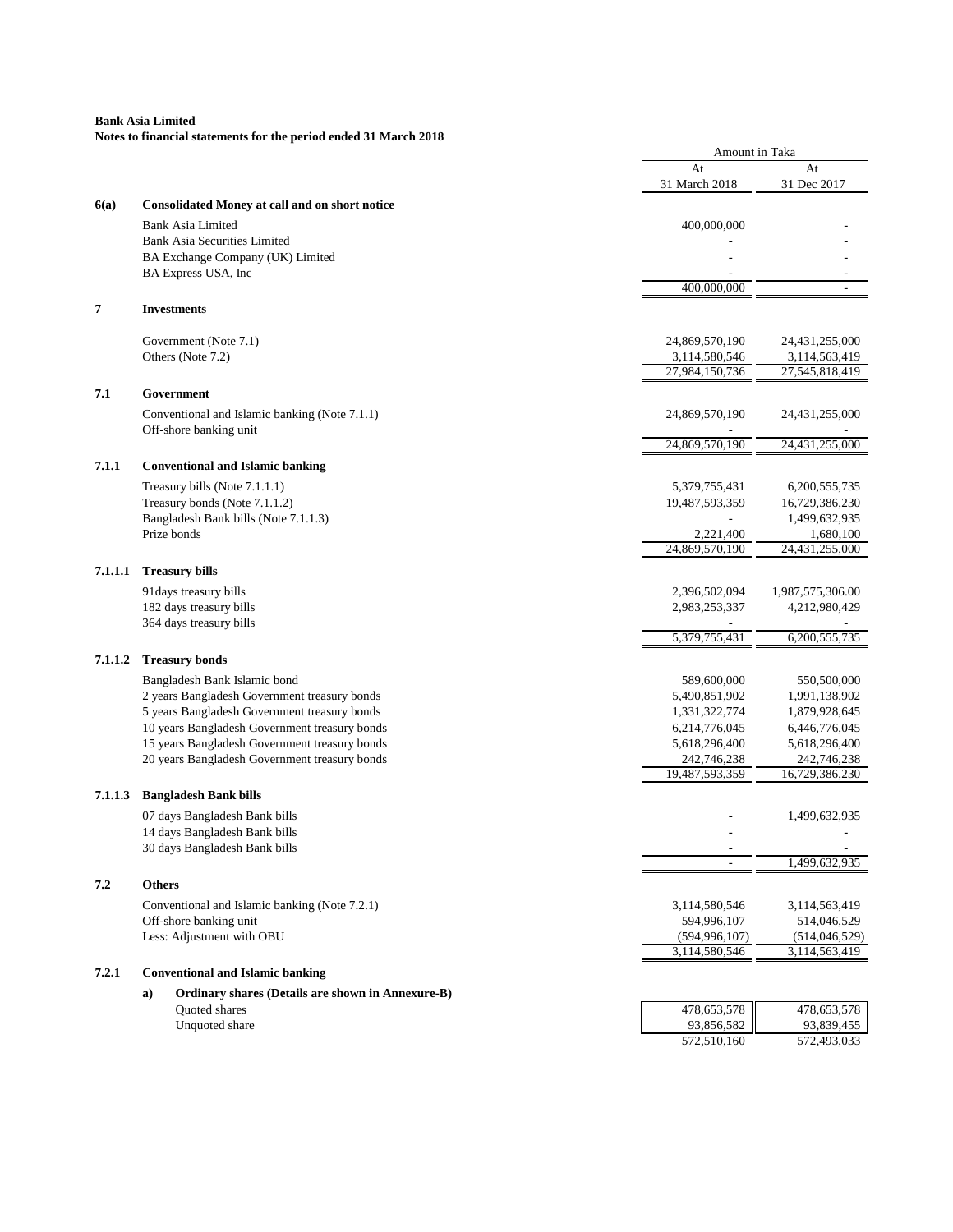**Bank Asia Limited**
**Notes to financial statements for the period ended 31 March 2018**

| | | Amount in Taka | |
|---|---|---|---|
| | | At 31 March 2018 | At 31 Dec 2017 |
| **6(a)** | **Consolidated Money at call and on short notice** | | |
| | Bank Asia Limited | 400,000,000 | - |
| | Bank Asia Securities Limited | - | - |
| | BA Exchange Company (UK) Limited | - | - |
| | BA Express USA, Inc | - | - |
| | | 400,000,000 | - |
| **7** | **Investments** | | |
| | Government (Note 7.1) | 24,869,570,190 | 24,431,255,000 |
| | Others (Note 7.2) | 3,114,580,546 | 3,114,563,419 |
| | | 27,984,150,736 | 27,545,818,419 |
| **7.1** | **Government** | | |
| | Conventional and Islamic banking (Note 7.1.1) | 24,869,570,190 | 24,431,255,000 |
| | Off-shore banking unit | - | - |
| | | 24,869,570,190 | 24,431,255,000 |
| **7.1.1** | **Conventional and Islamic banking** | | |
| | Treasury bills (Note 7.1.1.1) | 5,379,755,431 | 6,200,555,735 |
| | Treasury bonds (Note 7.1.1.2) | 19,487,593,359 | 16,729,386,230 |
| | Bangladesh Bank bills (Note 7.1.1.3) | - | 1,499,632,935 |
| | Prize bonds | 2,221,400 | 1,680,100 |
| | | 24,869,570,190 | 24,431,255,000 |
| **7.1.1.1** | **Treasury bills** | | |
| | 91days treasury bills | 2,396,502,094 | 1,987,575,306.00 |
| | 182 days treasury bills | 2,983,253,337 | 4,212,980,429 |
| | 364 days treasury bills | - | - |
| | | 5,379,755,431 | 6,200,555,735 |
| **7.1.1.2** | **Treasury bonds** | | |
| | Bangladesh Bank Islamic bond | 589,600,000 | 550,500,000 |
| | 2 years Bangladesh Government treasury bonds | 5,490,851,902 | 1,991,138,902 |
| | 5 years Bangladesh Government treasury bonds | 1,331,322,774 | 1,879,928,645 |
| | 10 years Bangladesh Government treasury bonds | 6,214,776,045 | 6,446,776,045 |
| | 15 years Bangladesh Government treasury bonds | 5,618,296,400 | 5,618,296,400 |
| | 20 years Bangladesh Government treasury bonds | 242,746,238 | 242,746,238 |
| | | 19,487,593,359 | 16,729,386,230 |
| **7.1.1.3** | **Bangladesh Bank bills** | | |
| | 07 days Bangladesh Bank bills | - | 1,499,632,935 |
| | 14 days Bangladesh Bank bills | - | - |
| | 30 days Bangladesh Bank bills | - | - |
| | | - | 1,499,632,935 |
| **7.2** | **Others** | | |
| | Conventional and Islamic banking (Note 7.2.1) | 3,114,580,546 | 3,114,563,419 |
| | Off-shore banking unit | 594,996,107 | 514,046,529 |
| | Less: Adjustment with OBU | (594,996,107) | (514,046,529) |
| | | 3,114,580,546 | 3,114,563,419 |
| **7.2.1** | **Conventional and Islamic banking** | | |
| | **a) Ordinary shares (Details are shown in Annexure-B)** | | |
| | Quoted shares | 478,653,578 | 478,653,578 |
| | Unquoted share | 93,856,582 | 93,839,455 |
| | | 572,510,160 | 572,493,033 |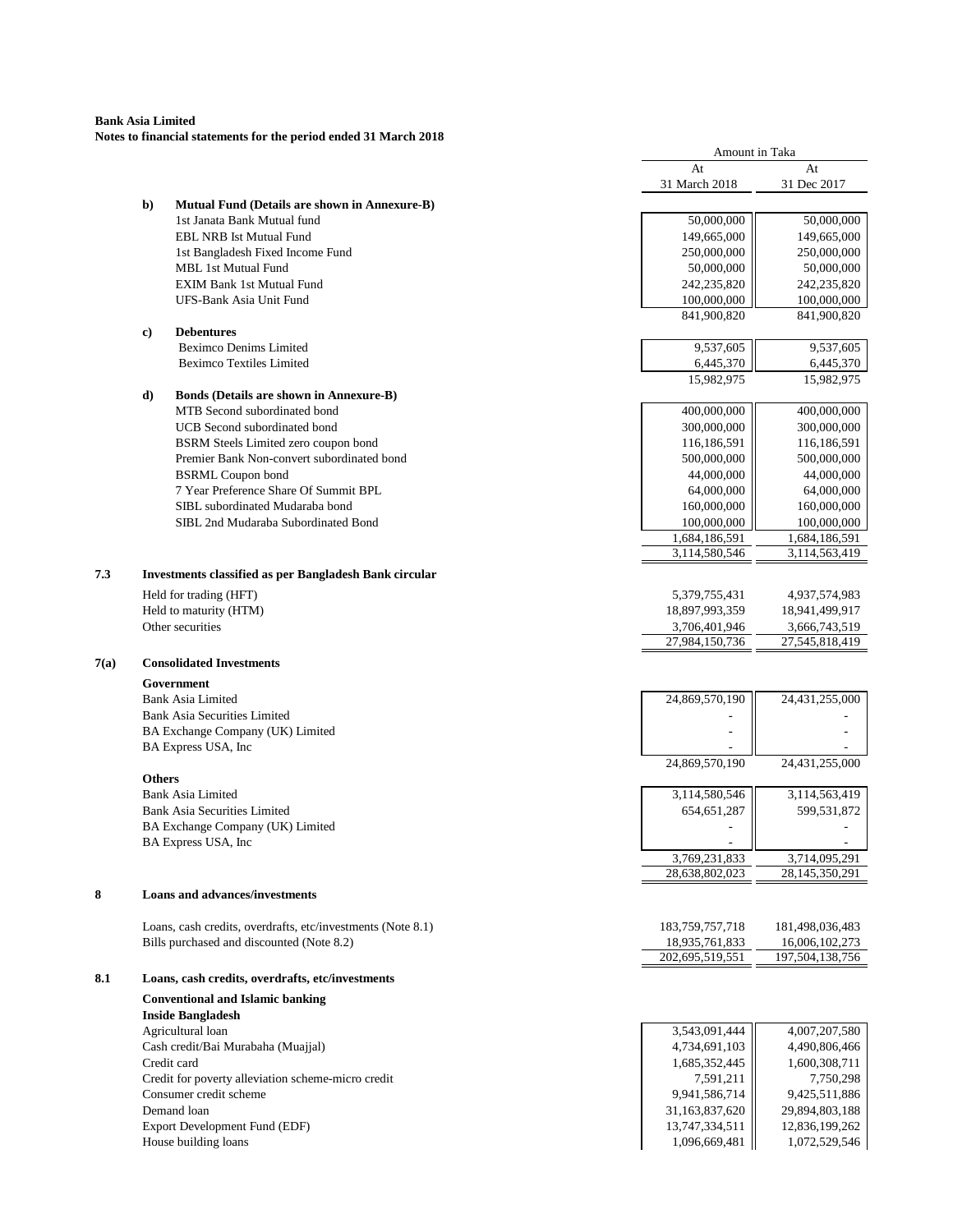**Bank Asia Limited**
**Notes to financial statements for the period ended 31 March 2018**

| | | Amount in Taka | |
|---|---|---|---|
| | | At 31 March 2018 | At 31 Dec 2017 |
| **b)** | **Mutual Fund (Details are shown in Annexure-B)** | | |
| | 1st Janata Bank Mutual fund | 50,000,000 | 50,000,000 |
| | EBL NRB Ist Mutual Fund | 149,665,000 | 149,665,000 |
| | 1st Bangladesh Fixed Income Fund | 250,000,000 | 250,000,000 |
| | MBL 1st Mutual Fund | 50,000,000 | 50,000,000 |
| | EXIM Bank 1st Mutual Fund | 242,235,820 | 242,235,820 |
| | UFS-Bank Asia Unit Fund | 100,000,000 | 100,000,000 |
| | | 841,900,820 | 841,900,820 |
| **c)** | **Debentures** | | |
| | Beximco Denims Limited | 9,537,605 | 9,537,605 |
| | Beximco Textiles Limited | 6,445,370 | 6,445,370 |
| | | 15,982,975 | 15,982,975 |
| **d)** | **Bonds (Details are shown in Annexure-B)** | | |
| | MTB Second subordinated bond | 400,000,000 | 400,000,000 |
| | UCB Second subordinated bond | 300,000,000 | 300,000,000 |
| | BSRM Steels Limited zero coupon bond | 116,186,591 | 116,186,591 |
| | Premier Bank Non-convert subordinated bond | 500,000,000 | 500,000,000 |
| | BSRML Coupon bond | 44,000,000 | 44,000,000 |
| | 7 Year Preference Share Of Summit BPL | 64,000,000 | 64,000,000 |
| | SIBL subordinated Mudaraba bond | 160,000,000 | 160,000,000 |
| | SIBL 2nd Mudaraba Subordinated Bond | 100,000,000 | 100,000,000 |
| | | 1,684,186,591 | 1,684,186,591 |
| | | 3,114,580,546 | 3,114,563,419 |
| **7.3** | **Investments classified as per Bangladesh Bank circular** | | |
| | Held for trading (HFT) | 5,379,755,431 | 4,937,574,983 |
| | Held to maturity (HTM) | 18,897,993,359 | 18,941,499,917 |
| | Other securities | 3,706,401,946 | 3,666,743,519 |
| | | 27,984,150,736 | 27,545,818,419 |
| **7(a)** | **Consolidated Investments** | | |
| | **Government** | | |
| | Bank Asia Limited | 24,869,570,190 | 24,431,255,000 |
| | Bank Asia Securities Limited | - | - |
| | BA Exchange Company (UK) Limited | - | - |
| | BA Express USA, Inc | - | - |
| | | 24,869,570,190 | 24,431,255,000 |
| | **Others** | | |
| | Bank Asia Limited | 3,114,580,546 | 3,114,563,419 |
| | Bank Asia Securities Limited | 654,651,287 | 599,531,872 |
| | BA Exchange Company (UK) Limited | - | - |
| | BA Express USA, Inc | - | - |
| | | 3,769,231,833 | 3,714,095,291 |
| | | 28,638,802,023 | 28,145,350,291 |
| **8** | **Loans and advances/investments** | | |
| | Loans, cash credits, overdrafts, etc/investments (Note 8.1) | 183,759,757,718 | 181,498,036,483 |
| | Bills purchased and discounted (Note 8.2) | 18,935,761,833 | 16,006,102,273 |
| | | 202,695,519,551 | 197,504,138,756 |
| **8.1** | **Loans, cash credits, overdrafts, etc/investments** | | |
| | **Conventional and Islamic banking** | | |
| | **Inside Bangladesh** | | |
| | Agricultural loan | 3,543,091,444 | 4,007,207,580 |
| | Cash credit/Bai Murabaha (Muajjal) | 4,734,691,103 | 4,490,806,466 |
| | Credit card | 1,685,352,445 | 1,600,308,711 |
| | Credit for poverty alleviation scheme-micro credit | 7,591,211 | 7,750,298 |
| | Consumer credit scheme | 9,941,586,714 | 9,425,511,886 |
| | Demand loan | 31,163,837,620 | 29,894,803,188 |
| | Export Development Fund (EDF) | 13,747,334,511 | 12,836,199,262 |
| | House building loans | 1,096,669,481 | 1,072,529,546 |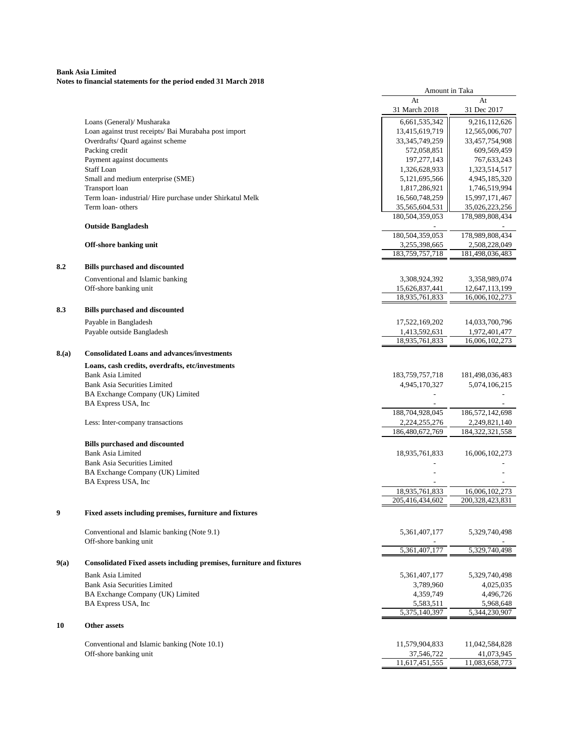**Bank Asia Limited**
**Notes to financial statements for the period ended 31 March 2018**

| | | Amount in Taka | |
|---|---|---|---|
| | | At 31 March 2018 | At 31 Dec 2017 |
| | Loans (General)/ Musharaka | 6,661,535,342 | 9,216,112,626 |
| | Loan against trust receipts/ Bai Murabaha post import | 13,415,619,719 | 12,565,006,707 |
| | Overdrafts/ Quard against scheme | 33,345,749,259 | 33,457,754,908 |
| | Packing credit | 572,058,851 | 609,569,459 |
| | Payment against documents | 197,277,143 | 767,633,243 |
| | Staff Loan | 1,326,628,933 | 1,323,514,517 |
| | Small and medium enterprise (SME) | 5,121,695,566 | 4,945,185,320 |
| | Transport loan | 1,817,286,921 | 1,746,519,994 |
| | Term loan- industrial/ Hire purchase under Shirkatul Melk | 16,560,748,259 | 15,997,171,467 |
| | Term loan- others | 35,565,604,531 | 35,026,223,256 |
| | | 180,504,359,053 | 178,989,808,434 |
| | **Outside Bangladesh** | - | - |
| | | 180,504,359,053 | 178,989,808,434 |
| | **Off-shore banking unit** | 3,255,398,665 | 2,508,228,049 |
| | | 183,759,757,718 | 181,498,036,483 |
| **8.2** | **Bills purchased and discounted** | | |
| | Conventional and Islamic banking | 3,308,924,392 | 3,358,989,074 |
| | Off-shore banking unit | 15,626,837,441 | 12,647,113,199 |
| | | 18,935,761,833 | 16,006,102,273 |
| **8.3** | **Bills purchased and discounted** | | |
| | Payable in Bangladesh | 17,522,169,202 | 14,033,700,796 |
| | Payable outside Bangladesh | 1,413,592,631 | 1,972,401,477 |
| | | 18,935,761,833 | 16,006,102,273 |
| **8.(a)** | **Consolidated Loans and advances/investments** | | |
| | **Loans, cash credits, overdrafts, etc/investments** | | |
| | Bank Asia Limited | 183,759,757,718 | 181,498,036,483 |
| | Bank Asia Securities Limited | 4,945,170,327 | 5,074,106,215 |
| | BA Exchange Company (UK) Limited | - | - |
| | BA Express USA, Inc | - | - |
| | | 188,704,928,045 | 186,572,142,698 |
| | Less: Inter-company transactions | 2,224,255,276 | 2,249,821,140 |
| | | 186,480,672,769 | 184,322,321,558 |
| | **Bills purchased and discounted** | | |
| | Bank Asia Limited | 18,935,761,833 | 16,006,102,273 |
| | Bank Asia Securities Limited | - | - |
| | BA Exchange Company (UK) Limited | - | - |
| | BA Express USA, Inc | - | - |
| | | 18,935,761,833 | 16,006,102,273 |
| | | 205,416,434,602 | 200,328,423,831 |
| **9** | **Fixed assets including premises, furniture and fixtures** | | |
| | Conventional and Islamic banking (Note 9.1) | 5,361,407,177 | 5,329,740,498 |
| | Off-shore banking unit | - | - |
| | | 5,361,407,177 | 5,329,740,498 |
| **9(a)** | **Consolidated Fixed assets including premises, furniture and fixtures** | | |
| | Bank Asia Limited | 5,361,407,177 | 5,329,740,498 |
| | Bank Asia Securities Limited | 3,789,960 | 4,025,035 |
| | BA Exchange Company (UK) Limited | 4,359,749 | 4,496,726 |
| | BA Express USA, Inc | 5,583,511 | 5,968,648 |
| | | 5,375,140,397 | 5,344,230,907 |
| **10** | **Other assets** | | |
| | Conventional and Islamic banking (Note 10.1) | 11,579,904,833 | 11,042,584,828 |
| | Off-shore banking unit | 37,546,722 | 41,073,945 |
| | | 11,617,451,555 | 11,083,658,773 |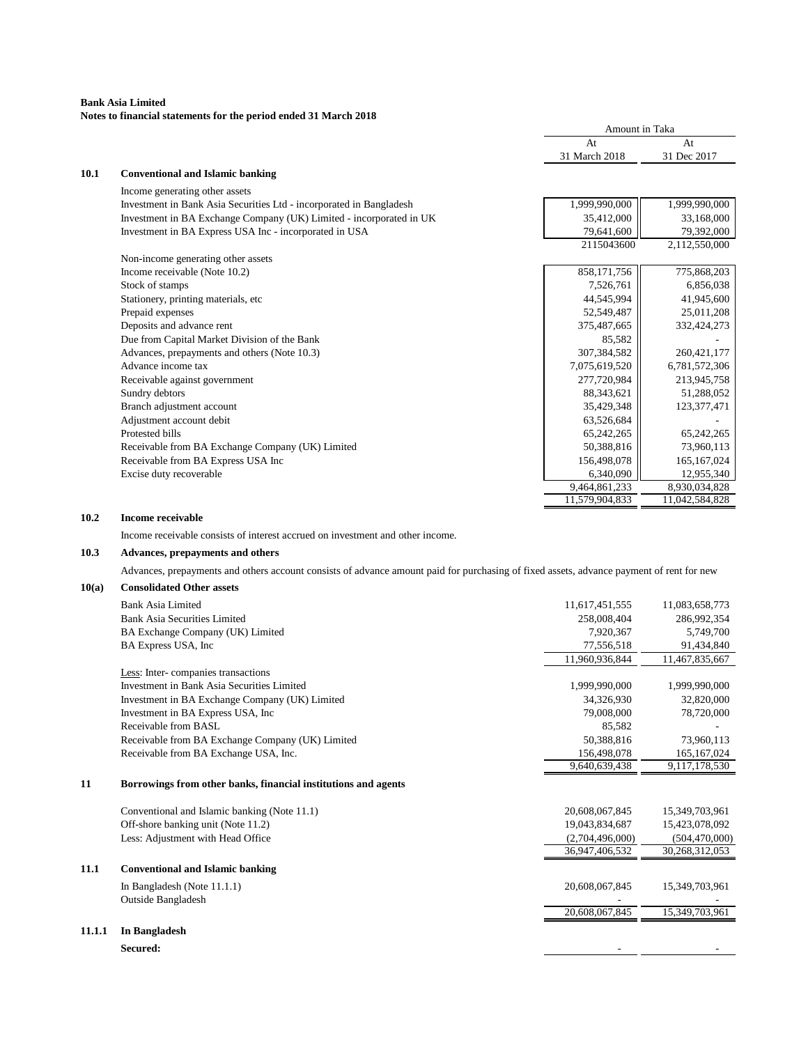**Bank Asia Limited**
**Notes to financial statements for the period ended 31 March 2018**

| | | Amount in Taka | |
|---|---|---|---|
| | | At 31 March 2018 | At 31 Dec 2017 |
| **10.1** | **Conventional and Islamic banking** | | |
| | Income generating other assets | | |
| | Investment in Bank Asia Securities Ltd - incorporated in Bangladesh | 1,999,990,000 | 1,999,990,000 |
| | Investment in BA Exchange Company (UK) Limited - incorporated in UK | 35,412,000 | 33,168,000 |
| | Investment in BA Express USA Inc - incorporated in USA | 79,641,600 | 79,392,000 |
| | | 2115043600 | 2,112,550,000 |
| | Non-income generating other assets | | |
| | Income receivable (Note 10.2) | 858,171,756 | 775,868,203 |
| | Stock of stamps | 7,526,761 | 6,856,038 |
| | Stationery, printing materials, etc | 44,545,994 | 41,945,600 |
| | Prepaid expenses | 52,549,487 | 25,011,208 |
| | Deposits and advance rent | 375,487,665 | 332,424,273 |
| | Due from Capital Market Division of the Bank | 85,582 | - |
| | Advances, prepayments and others (Note 10.3) | 307,384,582 | 260,421,177 |
| | Advance income tax | 7,075,619,520 | 6,781,572,306 |
| | Receivable against government | 277,720,984 | 213,945,758 |
| | Sundry debtors | 88,343,621 | 51,288,052 |
| | Branch adjustment account | 35,429,348 | 123,377,471 |
| | Adjustment account debit | 63,526,684 | - |
| | Protested bills | 65,242,265 | 65,242,265 |
| | Receivable from BA Exchange Company (UK) Limited | 50,388,816 | 73,960,113 |
| | Receivable from BA Express USA Inc | 156,498,078 | 165,167,024 |
| | Excise duty recoverable | 6,340,090 | 12,955,340 |
| | | 9,464,861,233 | 8,930,034,828 |
| | | 11,579,904,833 | 11,042,584,828 |

**10.2 Income receivable**

Income receivable consists of interest accrued on investment and other income.

**10.3 Advances, prepayments and others**

Advances, prepayments and others account consists of advance amount paid for purchasing of fixed assets, advance payment of rent for new

| | | At 31 March 2018 | At 31 Dec 2017 |
|---|---|---|---|
| **10(a)** | **Consolidated Other assets** | | |
| | Bank Asia Limited | 11,617,451,555 | 11,083,658,773 |
| | Bank Asia Securities Limited | 258,008,404 | 286,992,354 |
| | BA Exchange Company (UK) Limited | 7,920,367 | 5,749,700 |
| | BA Express USA, Inc | 77,556,518 | 91,434,840 |
| | | 11,960,936,844 | 11,467,835,667 |
| | Less: Inter- companies transactions | | |
| | Investment in Bank Asia Securities Limited | 1,999,990,000 | 1,999,990,000 |
| | Investment in BA Exchange Company (UK) Limited | 34,326,930 | 32,820,000 |
| | Investment in BA Express USA, Inc | 79,008,000 | 78,720,000 |
| | Receivable from BASL | 85,582 | - |
| | Receivable from BA Exchange Company (UK) Limited | 50,388,816 | 73,960,113 |
| | Receivable from BA Exchange USA, Inc. | 156,498,078 | 165,167,024 |
| | | 9,640,639,438 | 9,117,178,530 |
| **11** | **Borrowings from other banks, financial institutions and agents** | | |
| | Conventional and Islamic banking (Note 11.1) | 20,608,067,845 | 15,349,703,961 |
| | Off-shore banking unit (Note 11.2) | 19,043,834,687 | 15,423,078,092 |
| | Less: Adjustment with Head Office | (2,704,496,000) | (504,470,000) |
| | | 36,947,406,532 | 30,268,312,053 |
| **11.1** | **Conventional and Islamic banking** | | |
| | In Bangladesh (Note 11.1.1) | 20,608,067,845 | 15,349,703,961 |
| | Outside Bangladesh | - | - |
| | | 20,608,067,845 | 15,349,703,961 |
| **11.1.1** | **In Bangladesh** | | |
| | **Secured:** | - | - |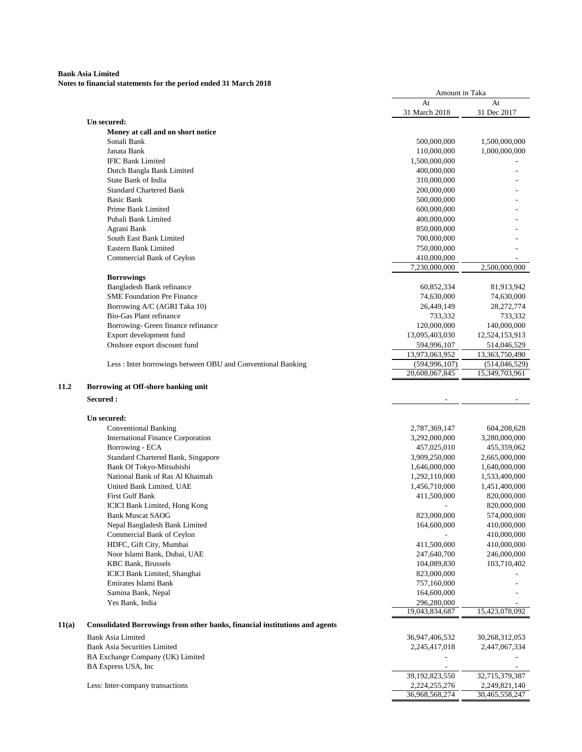**Bank Asia Limited**
**Notes to financial statements for the period ended 31 March 2018**

| | Amount in Taka | |
|---|---|---|
| | At 31 March 2018 | At 31 Dec 2017 |
| **Un secured:** | | |
| **Money at call and on short notice** | | |
| Sonali Bank | 500,000,000 | 1,500,000,000 |
| Janata Bank | 110,000,000 | 1,000,000,000 |
| IFIC Bank Limited | 1,500,000,000 | - |
| Dutch Bangla Bank Limited | 400,000,000 | - |
| State Bank of India | 310,000,000 | - |
| Standard Chartered Bank | 200,000,000 | - |
| Basic Bank | 500,000,000 | - |
| Prime Bank Limited | 600,000,000 | - |
| Pubali Bank Limited | 400,000,000 | - |
| Agrani Bank | 850,000,000 | - |
| South East Bank Limited | 700,000,000 | - |
| Eastern Bank Limited | 750,000,000 | - |
| Commercial Bank of Ceylon | 410,000,000 | - |
| | 7,230,000,000 | 2,500,000,000 |
| **Borrowings** | | |
| Bangladesh Bank refinance | 60,852,334 | 81,913,942 |
| SME Foundation Pre Finance | 74,630,000 | 74,630,000 |
| Borrowing A/C (AGRI Taka 10) | 26,449,149 | 28,272,774 |
| Bio-Gas Plant refinance | 733,332 | 733,332 |
| Borrowing- Green finance refinance | 120,000,000 | 140,000,000 |
| Export development fund | 13,095,403,030 | 12,524,153,913 |
| Onshore export discount fund | 594,996,107 | 514,046,529 |
| | 13,973,063,952 | 13,363,750,490 |
| Less : Inter borrowings between OBU and Conventional Banking | (594,996,107) | (514,046,529) |
| | 20,608,067,845 | 15,349,703,961 |

## 11.2 Borrowing at Off-shore banking unit

| | At 31 March 2018 | At 31 Dec 2017 |
|---|---|---|
| **Secured :** | - | - |
| **Un secured:** | | |
| Conventional Banking | 2,787,369,147 | 604,208,628 |
| International Finance Corporation | 3,292,000,000 | 3,280,000,000 |
| Borrowing - ECA | 457,025,010 | 455,359,062 |
| Standard Chartered Bank, Singapore | 3,909,250,000 | 2,665,000,000 |
| Bank Of Tokyo-Mitsubishi | 1,646,000,000 | 1,640,000,000 |
| National Bank of Ras Al Khaimah | 1,292,110,000 | 1,533,400,000 |
| United Bank Limited, UAE | 1,456,710,000 | 1,451,400,000 |
| First Gulf Bank | 411,500,000 | 820,000,000 |
| ICICI Bank Limited, Hong Kong | - | 820,000,000 |
| Bank Muscat SAOG | 823,000,000 | 574,000,000 |
| Nepal Bangladesh Bank Limited | 164,600,000 | 410,000,000 |
| Commercial Bank of Ceylon | - | 410,000,000 |
| HDFC, Gift City, Mumbai | 411,500,000 | 410,000,000 |
| Noor Islami Bank, Dubai, UAE | 247,640,700 | 246,000,000 |
| KBC Bank, Brussels | 104,089,830 | 103,710,402 |
| ICICI Bank Limited, Shanghai | 823,000,000 | - |
| Emirates Islami Bank | 757,160,000 | - |
| Samina Bank, Nepal | 164,600,000 | - |
| Yes Bank, India | 296,280,000 | - |
| | 19,043,834,687 | 15,423,078,092 |

## 11(a) Consolidated Borrowings from other banks, financial institutions and agents

| | At 31 March 2018 | At 31 Dec 2017 |
|---|---|---|
| Bank Asia Limited | 36,947,406,532 | 30,268,312,053 |
| Bank Asia Securities Limited | 2,245,417,018 | 2,447,067,334 |
| BA Exchange Company (UK) Limited | - | - |
| BA Express USA, Inc | - | - |
| | 39,192,823,550 | 32,715,379,387 |
| Less: Inter-company transactions | 2,224,255,276 | 2,249,821,140 |
| | 36,968,568,274 | 30,465,558,247 |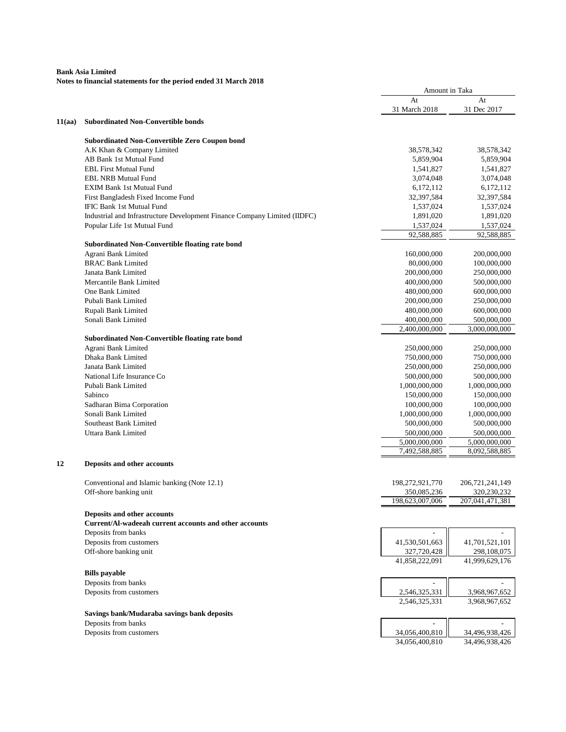**Bank Asia Limited**
**Notes to financial statements for the period ended 31 March 2018**

| | | Amount in Taka | |
|---|---|---|---|
| | | At 31 March 2018 | At 31 Dec 2017 |
| **11(aa)** | **Subordinated Non-Convertible bonds** | | |
| | **Subordinated Non-Convertible Zero Coupon bond** | | |
| | A.K Khan & Company Limited | 38,578,342 | 38,578,342 |
| | AB Bank 1st Mutual Fund | 5,859,904 | 5,859,904 |
| | EBL First Mutual Fund | 1,541,827 | 1,541,827 |
| | EBL NRB Mutual Fund | 3,074,048 | 3,074,048 |
| | EXIM Bank 1st Mutual Fund | 6,172,112 | 6,172,112 |
| | First Bangladesh Fixed Income Fund | 32,397,584 | 32,397,584 |
| | IFIC Bank 1st Mutual Fund | 1,537,024 | 1,537,024 |
| | Industrial and Infrastructure Development Finance Company Limited (IIDFC) | 1,891,020 | 1,891,020 |
| | Popular Life 1st Mutual Fund | 1,537,024 | 1,537,024 |
| | | 92,588,885 | 92,588,885 |
| | **Subordinated Non-Convertible floating rate bond** | | |
| | Agrani Bank Limited | 160,000,000 | 200,000,000 |
| | BRAC Bank Limited | 80,000,000 | 100,000,000 |
| | Janata Bank Limited | 200,000,000 | 250,000,000 |
| | Mercantile Bank Limited | 400,000,000 | 500,000,000 |
| | One Bank Limited | 480,000,000 | 600,000,000 |
| | Pubali Bank Limited | 200,000,000 | 250,000,000 |
| | Rupali Bank Limited | 480,000,000 | 600,000,000 |
| | Sonali Bank Limited | 400,000,000 | 500,000,000 |
| | | 2,400,000,000 | 3,000,000,000 |
| | **Subordinated Non-Convertible floating rate bond** | | |
| | Agrani Bank Limited | 250,000,000 | 250,000,000 |
| | Dhaka Bank Limited | 750,000,000 | 750,000,000 |
| | Janata Bank Limited | 250,000,000 | 250,000,000 |
| | National Life Insurance Co | 500,000,000 | 500,000,000 |
| | Pubali Bank Limited | 1,000,000,000 | 1,000,000,000 |
| | Sabinco | 150,000,000 | 150,000,000 |
| | Sadharan Bima Corporation | 100,000,000 | 100,000,000 |
| | Sonali Bank Limited | 1,000,000,000 | 1,000,000,000 |
| | Southeast Bank Limited | 500,000,000 | 500,000,000 |
| | Uttara Bank Limited | 500,000,000 | 500,000,000 |
| | | 5,000,000,000 | 5,000,000,000 |
| | | 7,492,588,885 | 8,092,588,885 |
| **12** | **Deposits and other accounts** | | |
| | Conventional and Islamic banking (Note 12.1) | 198,272,921,770 | 206,721,241,149 |
| | Off-shore banking unit | 350,085,236 | 320,230,232 |
| | | 198,623,007,006 | 207,041,471,381 |
| | **Deposits and other accounts** | | |
| | **Current/Al-wadeeah current accounts and other accounts** | | |
| | Deposits from banks | - | - |
| | Deposits from customers | 41,530,501,663 | 41,701,521,101 |
| | Off-shore banking unit | 327,720,428 | 298,108,075 |
| | | 41,858,222,091 | 41,999,629,176 |
| | **Bills payable** | | |
| | Deposits from banks | - | - |
| | Deposits from customers | 2,546,325,331 | 3,968,967,652 |
| | | 2,546,325,331 | 3,968,967,652 |
| | **Savings bank/Mudaraba savings bank deposits** | | |
| | Deposits from banks | - | - |
| | Deposits from customers | 34,056,400,810 | 34,496,938,426 |
| | | 34,056,400,810 | 34,496,938,426 |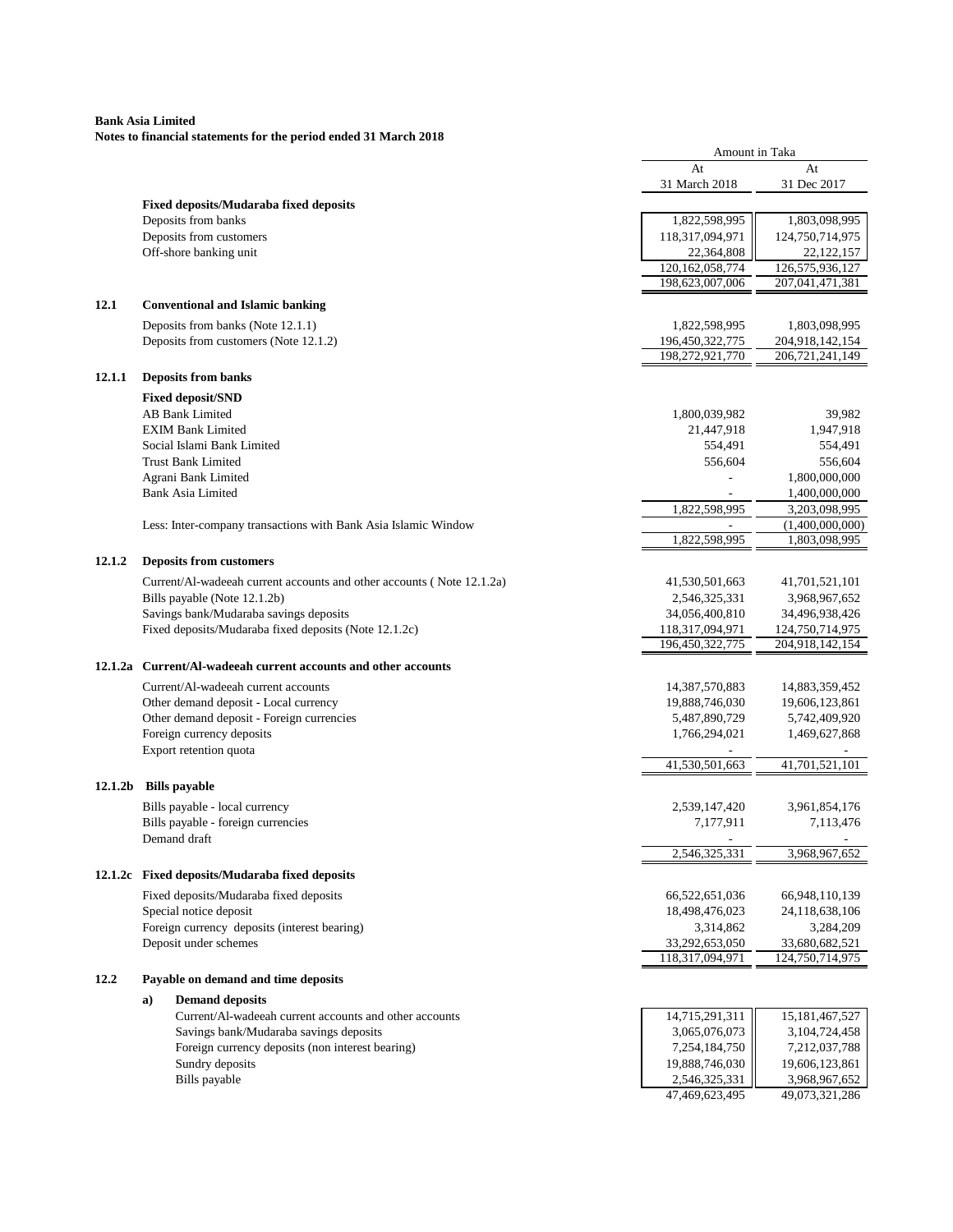**Bank Asia Limited**
**Notes to financial statements for the period ended 31 March 2018**

| | | Amount in Taka | |
|---|---|---|---|
| | | At 31 March 2018 | At 31 Dec 2017 |
| | **Fixed deposits/Mudaraba fixed deposits** | | |
| | Deposits from banks | 1,822,598,995 | 1,803,098,995 |
| | Deposits from customers | 118,317,094,971 | 124,750,714,975 |
| | Off-shore banking unit | 22,364,808 | 22,122,157 |
| | | 120,162,058,774 | 126,575,936,127 |
| | | 198,623,007,006 | 207,041,471,381 |
| **12.1** | **Conventional and Islamic banking** | | |
| | Deposits from banks (Note 12.1.1) | 1,822,598,995 | 1,803,098,995 |
| | Deposits from customers (Note 12.1.2) | 196,450,322,775 | 204,918,142,154 |
| | | 198,272,921,770 | 206,721,241,149 |
| **12.1.1** | **Deposits from banks** | | |
| | **Fixed deposit/SND** | | |
| | AB Bank Limited | 1,800,039,982 | 39,982 |
| | EXIM Bank Limited | 21,447,918 | 1,947,918 |
| | Social Islami Bank Limited | 554,491 | 554,491 |
| | Trust Bank Limited | 556,604 | 556,604 |
| | Agrani Bank Limited | - | 1,800,000,000 |
| | Bank Asia Limited | - | 1,400,000,000 |
| | | 1,822,598,995 | 3,203,098,995 |
| | Less: Inter-company transactions with Bank Asia Islamic Window | - | (1,400,000,000) |
| | | 1,822,598,995 | 1,803,098,995 |
| **12.1.2** | **Deposits from customers** | | |
| | Current/Al-wadeeah current accounts and other accounts ( Note 12.1.2a) | 41,530,501,663 | 41,701,521,101 |
| | Bills payable (Note 12.1.2b) | 2,546,325,331 | 3,968,967,652 |
| | Savings bank/Mudaraba savings deposits | 34,056,400,810 | 34,496,938,426 |
| | Fixed deposits/Mudaraba fixed deposits (Note 12.1.2c) | 118,317,094,971 | 124,750,714,975 |
| | | 196,450,322,775 | 204,918,142,154 |
| **12.1.2a** | **Current/Al-wadeeah current accounts and other accounts** | | |
| | Current/Al-wadeeah current accounts | 14,387,570,883 | 14,883,359,452 |
| | Other demand deposit - Local currency | 19,888,746,030 | 19,606,123,861 |
| | Other demand deposit - Foreign currencies | 5,487,890,729 | 5,742,409,920 |
| | Foreign currency deposits | 1,766,294,021 | 1,469,627,868 |
| | Export retention quota | - | - |
| | | 41,530,501,663 | 41,701,521,101 |
| **12.1.2b** | **Bills payable** | | |
| | Bills payable - local currency | 2,539,147,420 | 3,961,854,176 |
| | Bills payable - foreign currencies | 7,177,911 | 7,113,476 |
| | Demand draft | - | - |
| | | 2,546,325,331 | 3,968,967,652 |
| **12.1.2c** | **Fixed deposits/Mudaraba fixed deposits** | | |
| | Fixed deposits/Mudaraba fixed deposits | 66,522,651,036 | 66,948,110,139 |
| | Special notice deposit | 18,498,476,023 | 24,118,638,106 |
| | Foreign currency deposits (interest bearing) | 3,314,862 | 3,284,209 |
| | Deposit under schemes | 33,292,653,050 | 33,680,682,521 |
| | | 118,317,094,971 | 124,750,714,975 |
| **12.2** | **Payable on demand and time deposits** | | |
| | **a) Demand deposits** | | |
| | Current/Al-wadeeah current accounts and other accounts | 14,715,291,311 | 15,181,467,527 |
| | Savings bank/Mudaraba savings deposits | 3,065,076,073 | 3,104,724,458 |
| | Foreign currency deposits (non interest bearing) | 7,254,184,750 | 7,212,037,788 |
| | Sundry deposits | 19,888,746,030 | 19,606,123,861 |
| | Bills payable | 2,546,325,331 | 3,968,967,652 |
| | | 47,469,623,495 | 49,073,321,286 |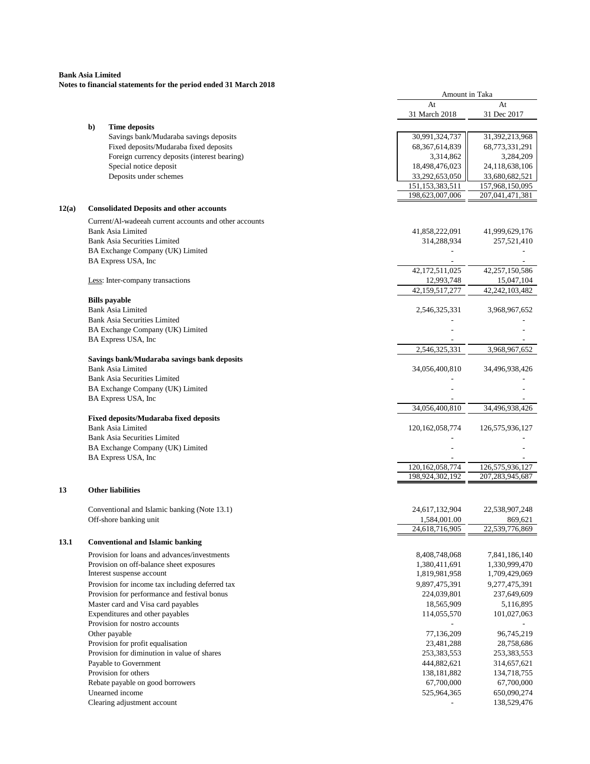**Bank Asia Limited**
**Notes to financial statements for the period ended 31 March 2018**

| | | Amount in Taka | |
|---|---|---|---|
| | | At 31 March 2018 | At 31 Dec 2017 |
| **b)** | **Time deposits** | | |
| | Savings bank/Mudaraba savings deposits | 30,991,324,737 | 31,392,213,968 |
| | Fixed deposits/Mudaraba fixed deposits | 68,367,614,839 | 68,773,331,291 |
| | Foreign currency deposits (interest bearing) | 3,314,862 | 3,284,209 |
| | Special notice deposit | 18,498,476,023 | 24,118,638,106 |
| | Deposits under schemes | 33,292,653,050 | 33,680,682,521 |
| | | 151,153,383,511 | 157,968,150,095 |
| | | 198,623,007,006 | 207,041,471,381 |
| **12(a)** | **Consolidated Deposits and other accounts** | | |
| | Current/Al-wadeeah current accounts and other accounts | | |
| | Bank Asia Limited | 41,858,222,091 | 41,999,629,176 |
| | Bank Asia Securities Limited | 314,288,934 | 257,521,410 |
| | BA Exchange Company (UK) Limited | - | - |
| | BA Express USA, Inc | - | - |
| | | 42,172,511,025 | 42,257,150,586 |
| | Less: Inter-company transactions | 12,993,748 | 15,047,104 |
| | | 42,159,517,277 | 42,242,103,482 |
| | **Bills payable** | | |
| | Bank Asia Limited | 2,546,325,331 | 3,968,967,652 |
| | Bank Asia Securities Limited | - | - |
| | BA Exchange Company (UK) Limited | - | - |
| | BA Express USA, Inc | - | - |
| | | 2,546,325,331 | 3,968,967,652 |
| | **Savings bank/Mudaraba savings bank deposits** | | |
| | Bank Asia Limited | 34,056,400,810 | 34,496,938,426 |
| | Bank Asia Securities Limited | - | - |
| | BA Exchange Company (UK) Limited | - | - |
| | BA Express USA, Inc | - | - |
| | | 34,056,400,810 | 34,496,938,426 |
| | **Fixed deposits/Mudaraba fixed deposits** | | |
| | Bank Asia Limited | 120,162,058,774 | 126,575,936,127 |
| | Bank Asia Securities Limited | - | - |
| | BA Exchange Company (UK) Limited | - | - |
| | BA Express USA, Inc | - | - |
| | | 120,162,058,774 | 126,575,936,127 |
| | | 198,924,302,192 | 207,283,945,687 |
| **13** | **Other liabilities** | | |
| | Conventional and Islamic banking (Note 13.1) | 24,617,132,904 | 22,538,907,248 |
| | Off-shore banking unit | 1,584,001.00 | 869,621 |
| | | 24,618,716,905 | 22,539,776,869 |
| **13.1** | **Conventional and Islamic banking** | | |
| | Provision for loans and advances/investments | 8,408,748,068 | 7,841,186,140 |
| | Provision on off-balance sheet exposures | 1,380,411,691 | 1,330,999,470 |
| | Interest suspense account | 1,819,981,958 | 1,709,429,069 |
| | Provision for income tax including deferred tax | 9,897,475,391 | 9,277,475,391 |
| | Provision for performance and festival bonus | 224,039,801 | 237,649,609 |
| | Master card and Visa card payables | 18,565,909 | 5,116,895 |
| | Expenditures and other payables | 114,055,570 | 101,027,063 |
| | Provision for nostro accounts | - | - |
| | Other payable | 77,136,209 | 96,745,219 |
| | Provision for profit equalisation | 23,481,288 | 28,758,686 |
| | Provision for diminution in value of shares | 253,383,553 | 253,383,553 |
| | Payable to Government | 444,882,621 | 314,657,621 |
| | Provision for others | 138,181,882 | 134,718,755 |
| | Rebate payable on good borrowers | 67,700,000 | 67,700,000 |
| | Unearned income | 525,964,365 | 650,090,274 |
| | Clearing adjustment account | - | 138,529,476 |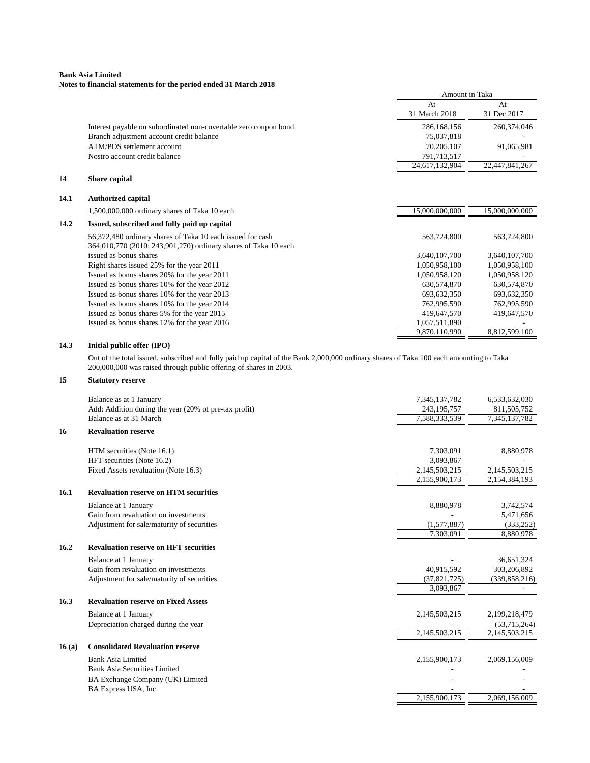**Bank Asia Limited**
**Notes to financial statements for the period ended 31 March 2018**

| | | Amount in Taka | |
|---|---|---|---|
| | | At 31 March 2018 | At 31 Dec 2017 |
| | Interest payable on subordinated non-covertable zero coupon bond | 286,168,156 | 260,374,046 |
| | Branch adjustment account credit balance | 75,037,818 | - |
| | ATM/POS settlement account | 70,205,107 | 91,065,981 |
| | Nostro account credit balance | 791,713,517 | - |
| | | 24,617,132,904 | 22,447,841,267 |
| **14** | **Share capital** | | |
| **14.1** | **Authorized capital** | | |
| | 1,500,000,000 ordinary shares of Taka 10 each | 15,000,000,000 | 15,000,000,000 |
| **14.2** | **Issued, subscribed and fully paid up capital** | | |
| | 56,372,480 ordinary shares of Taka 10 each issued for cash | 563,724,800 | 563,724,800 |
| | 364,010,770 (2010: 243,901,270) ordinary shares of Taka 10 each issued as bonus shares | 3,640,107,700 | 3,640,107,700 |
| | Right shares issued 25% for the year 2011 | 1,050,958,100 | 1,050,958,100 |
| | Issued as bonus shares 20% for the year 2011 | 1,050,958,120 | 1,050,958,120 |
| | Issued as bonus shares 10% for the year 2012 | 630,574,870 | 630,574,870 |
| | Issued as bonus shares 10% for the year 2013 | 693,632,350 | 693,632,350 |
| | Issued as bonus shares 10% for the year 2014 | 762,995,590 | 762,995,590 |
| | Issued as bonus shares 5% for the year 2015 | 419,647,570 | 419,647,570 |
| | Issued as bonus shares 12% for the year 2016 | 1,057,511,890 | - |
| | | 9,870,110,990 | 8,812,599,100 |

### 14.3 Initial public offer (IPO)

Out of the total issued, subscribed and fully paid up capital of the Bank 2,000,000 ordinary shares of Taka 100 each amounting to Taka 200,000,000 was raised through public offering of shares in 2003.

| | | At 31 March 2018 | At 31 Dec 2017 |
|---|---|---|---|
| **15** | **Statutory reserve** | | |
| | Balance as at 1 January | 7,345,137,782 | 6,533,632,030 |
| | Add: Addition during the year (20% of pre-tax profit) | 243,195,757 | 811,505,752 |
| | Balance as at 31 March | 7,588,333,539 | 7,345,137,782 |
| **16** | **Revaluation reserve** | | |
| | HTM securities (Note 16.1) | 7,303,091 | 8,880,978 |
| | HFT securities (Note 16.2) | 3,093,867 | - |
| | Fixed Assets revaluation (Note 16.3) | 2,145,503,215 | 2,145,503,215 |
| | | 2,155,900,173 | 2,154,384,193 |
| **16.1** | **Revaluation reserve on HTM securities** | | |
| | Balance at 1 January | 8,880,978 | 3,742,574 |
| | Gain from revaluation on investments | - | 5,471,656 |
| | Adjustment for sale/maturity of securities | (1,577,887) | (333,252) |
| | | 7,303,091 | 8,880,978 |
| **16.2** | **Revaluation reserve on HFT securities** | | |
| | Balance at 1 January | - | 36,651,324 |
| | Gain from revaluation on investments | 40,915,592 | 303,206,892 |
| | Adjustment for sale/maturity of securities | (37,821,725) | (339,858,216) |
| | | 3,093,867 | - |
| **16.3** | **Revaluation reserve on Fixed Assets** | | |
| | Balance at 1 January | 2,145,503,215 | 2,199,218,479 |
| | Depreciation charged during the year | - | (53,715,264) |
| | | 2,145,503,215 | 2,145,503,215 |
| **16 (a)** | **Consolidated Revaluation reserve** | | |
| | Bank Asia Limited | 2,155,900,173 | 2,069,156,009 |
| | Bank Asia Securities Limited | - | - |
| | BA Exchange Company (UK) Limited | - | - |
| | BA Express USA, Inc | - | - |
| | | 2,155,900,173 | 2,069,156,009 |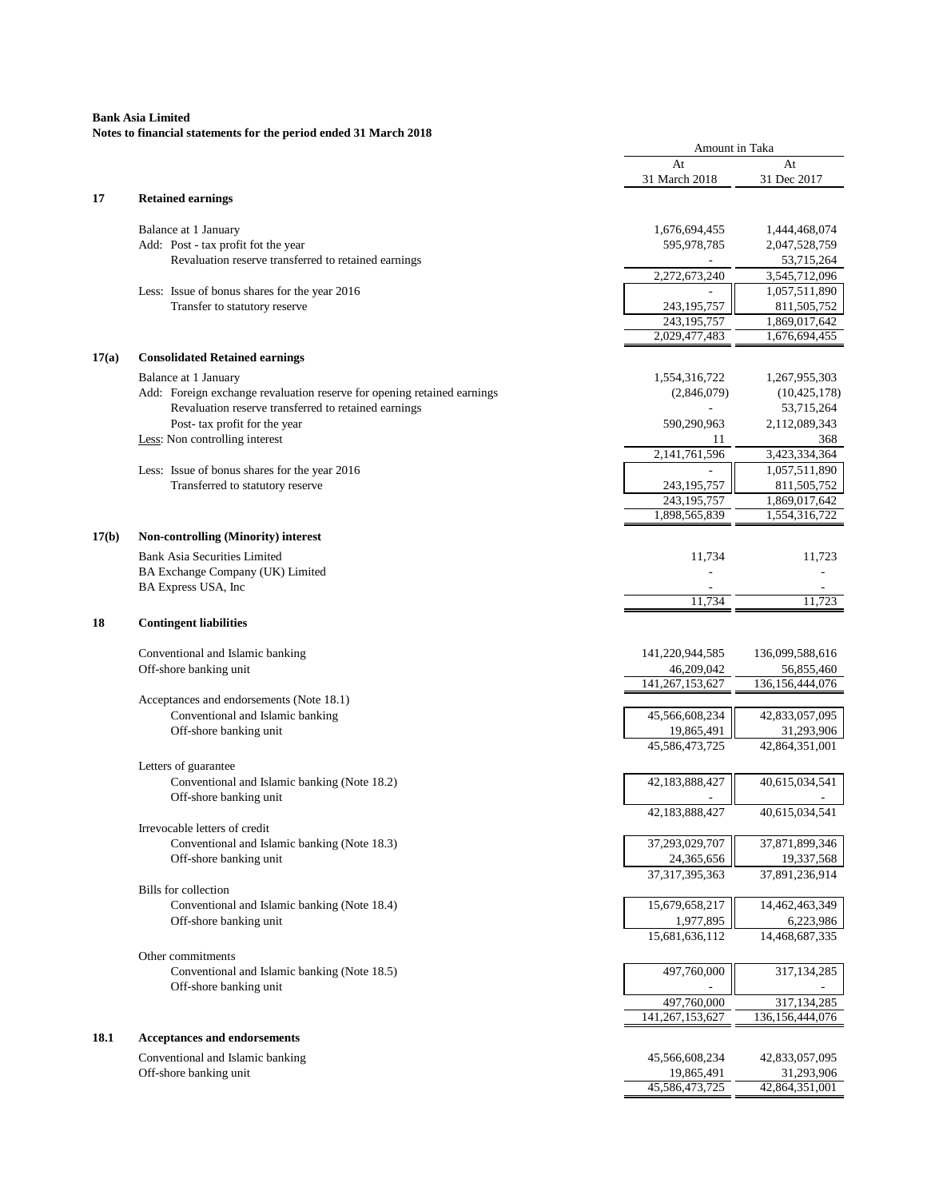**Bank Asia Limited**
**Notes to financial statements for the period ended 31 March 2018**

| | | Amount in Taka | |
|---|---|---|---|
| | | At 31 March 2018 | At 31 Dec 2017 |
| **17** | **Retained earnings** | | |
| | Balance at 1 January | 1,676,694,455 | 1,444,468,074 |
| | Add: Post - tax profit fot the year | 595,978,785 | 2,047,528,759 |
| | Revaluation reserve transferred to retained earnings | - | 53,715,264 |
| | | 2,272,673,240 | 3,545,712,096 |
| | Less: Issue of bonus shares for the year 2016 | - | 1,057,511,890 |
| | Transfer to statutory reserve | 243,195,757 | 811,505,752 |
| | | 243,195,757 | 1,869,017,642 |
| | | 2,029,477,483 | 1,676,694,455 |
| **17(a)** | **Consolidated Retained earnings** | | |
| | Balance at 1 January | 1,554,316,722 | 1,267,955,303 |
| | Add: Foreign exchange revaluation reserve for opening retained earnings | (2,846,079) | (10,425,178) |
| | Revaluation reserve transferred to retained earnings | - | 53,715,264 |
| | Post- tax profit for the year | 590,290,963 | 2,112,089,343 |
| | Less: Non controlling interest | 11 | 368 |
| | | 2,141,761,596 | 3,423,334,364 |
| | Less: Issue of bonus shares for the year 2016 | - | 1,057,511,890 |
| | Transferred to statutory reserve | 243,195,757 | 811,505,752 |
| | | 243,195,757 | 1,869,017,642 |
| | | 1,898,565,839 | 1,554,316,722 |
| **17(b)** | **Non-controlling (Minority) interest** | | |
| | Bank Asia Securities Limited | 11,734 | 11,723 |
| | BA Exchange Company (UK) Limited | - | - |
| | BA Express USA, Inc | - | - |
| | | 11,734 | 11,723 |
| **18** | **Contingent liabilities** | | |
| | Conventional and Islamic banking | 141,220,944,585 | 136,099,588,616 |
| | Off-shore banking unit | 46,209,042 | 56,855,460 |
| | | 141,267,153,627 | 136,156,444,076 |
| | Acceptances and endorsements (Note 18.1) | | |
| | Conventional and Islamic banking | 45,566,608,234 | 42,833,057,095 |
| | Off-shore banking unit | 19,865,491 | 31,293,906 |
| | | 45,586,473,725 | 42,864,351,001 |
| | Letters of guarantee | | |
| | Conventional and Islamic banking (Note 18.2) | 42,183,888,427 | 40,615,034,541 |
| | Off-shore banking unit | - | - |
| | | 42,183,888,427 | 40,615,034,541 |
| | Irrevocable letters of credit | | |
| | Conventional and Islamic banking (Note 18.3) | 37,293,029,707 | 37,871,899,346 |
| | Off-shore banking unit | 24,365,656 | 19,337,568 |
| | | 37,317,395,363 | 37,891,236,914 |
| | Bills for collection | | |
| | Conventional and Islamic banking (Note 18.4) | 15,679,658,217 | 14,462,463,349 |
| | Off-shore banking unit | 1,977,895 | 6,223,986 |
| | | 15,681,636,112 | 14,468,687,335 |
| | Other commitments | | |
| | Conventional and Islamic banking (Note 18.5) | 497,760,000 | 317,134,285 |
| | Off-shore banking unit | - | - |
| | | 497,760,000 | 317,134,285 |
| | | 141,267,153,627 | 136,156,444,076 |
| **18.1** | **Acceptances and endorsements** | | |
| | Conventional and Islamic banking | 45,566,608,234 | 42,833,057,095 |
| | Off-shore banking unit | 19,865,491 | 31,293,906 |
| | | 45,586,473,725 | 42,864,351,001 |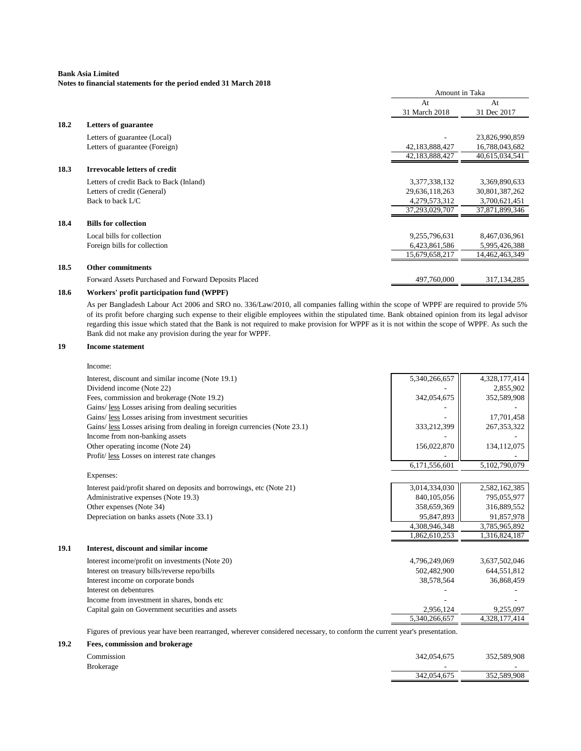**Bank Asia Limited**
**Notes to financial statements for the period ended 31 March 2018**

| | | Amount in Taka | |
|---|---|---|---|
| | | At 31 March 2018 | At 31 Dec 2017 |
| **18.2** | **Letters of guarantee** | | |
| | Letters of guarantee (Local) | - | 23,826,990,859 |
| | Letters of guarantee (Foreign) | 42,183,888,427 | 16,788,043,682 |
| | | 42,183,888,427 | 40,615,034,541 |
| **18.3** | **Irrevocable letters of credit** | | |
| | Letters of credit Back to Back (Inland) | 3,377,338,132 | 3,369,890,633 |
| | Letters of credit (General) | 29,636,118,263 | 30,801,387,262 |
| | Back to back L/C | 4,279,573,312 | 3,700,621,451 |
| | | 37,293,029,707 | 37,871,899,346 |
| **18.4** | **Bills for collection** | | |
| | Local bills for collection | 9,255,796,631 | 8,467,036,961 |
| | Foreign bills for collection | 6,423,861,586 | 5,995,426,388 |
| | | 15,679,658,217 | 14,462,463,349 |
| **18.5** | **Other commitments** | | |
| | Forward Assets Purchased and Forward Deposits Placed | 497,760,000 | 317,134,285 |

**18.6 Workers' profit participation fund (WPPF)**

As per Bangladesh Labour Act 2006 and SRO no. 336/Law/2010, all companies falling within the scope of WPPF are required to provide 5% of its profit before charging such expense to their eligible employees within the stipulated time. Bank obtained opinion from its legal advisor regarding this issue which stated that the Bank is not required to make provision for WPPF as it is not within the scope of WPPF. As such the Bank did not make any provision during the year for WPPF.

**19 Income statement**

| | At 31 March 2018 | At 31 Dec 2017 |
|---|---|---|
| Income: | | |
| Interest, discount and similar income (Note 19.1) | 5,340,266,657 | 4,328,177,414 |
| Dividend income (Note 22) | - | 2,855,902 |
| Fees, commission and brokerage (Note 19.2) | 342,054,675 | 352,589,908 |
| Gains/ less Losses arising from dealing securities | - | - |
| Gains/ less Losses arising from investment securities | - | 17,701,458 |
| Gains/ less Losses arising from dealing in foreign currencies (Note 23.1) | 333,212,399 | 267,353,322 |
| Income from non-banking assets | - | - |
| Other operating income (Note 24) | 156,022,870 | 134,112,075 |
| Profit/ less Losses on interest rate changes | - | - |
| | 6,171,556,601 | 5,102,790,079 |
| Expenses: | | |
| Interest paid/profit shared on deposits and borrowings, etc (Note 21) | 3,014,334,030 | 2,582,162,385 |
| Administrative expenses (Note 19.3) | 840,105,056 | 795,055,977 |
| Other expenses (Note 34) | 358,659,369 | 316,889,552 |
| Depreciation on banks assets (Note 33.1) | 95,847,893 | 91,857,978 |
| | 4,308,946,348 | 3,785,965,892 |
| | 1,862,610,253 | 1,316,824,187 |

**19.1 Interest, discount and similar income**

| | At 31 March 2018 | At 31 Dec 2017 |
|---|---|---|
| Interest income/profit on investments (Note 20) | 4,796,249,069 | 3,637,502,046 |
| Interest on treasury bills/reverse repo/bills | 502,482,900 | 644,551,812 |
| Interest income on corporate bonds | 38,578,564 | 36,868,459 |
| Interest on debentures | - | - |
| Income from investment in shares, bonds etc | - | - |
| Capital gain on Government securities and assets | 2,956,124 | 9,255,097 |
| | 5,340,266,657 | 4,328,177,414 |

Figures of previous year have been rearranged, wherever considered necessary, to conform the current year's presentation.

**19.2 Fees, commission and brokerage**

| | At 31 March 2018 | At 31 Dec 2017 |
|---|---|---|
| Commission | 342,054,675 | 352,589,908 |
| Brokerage | - | - |
| | 342,054,675 | 352,589,908 |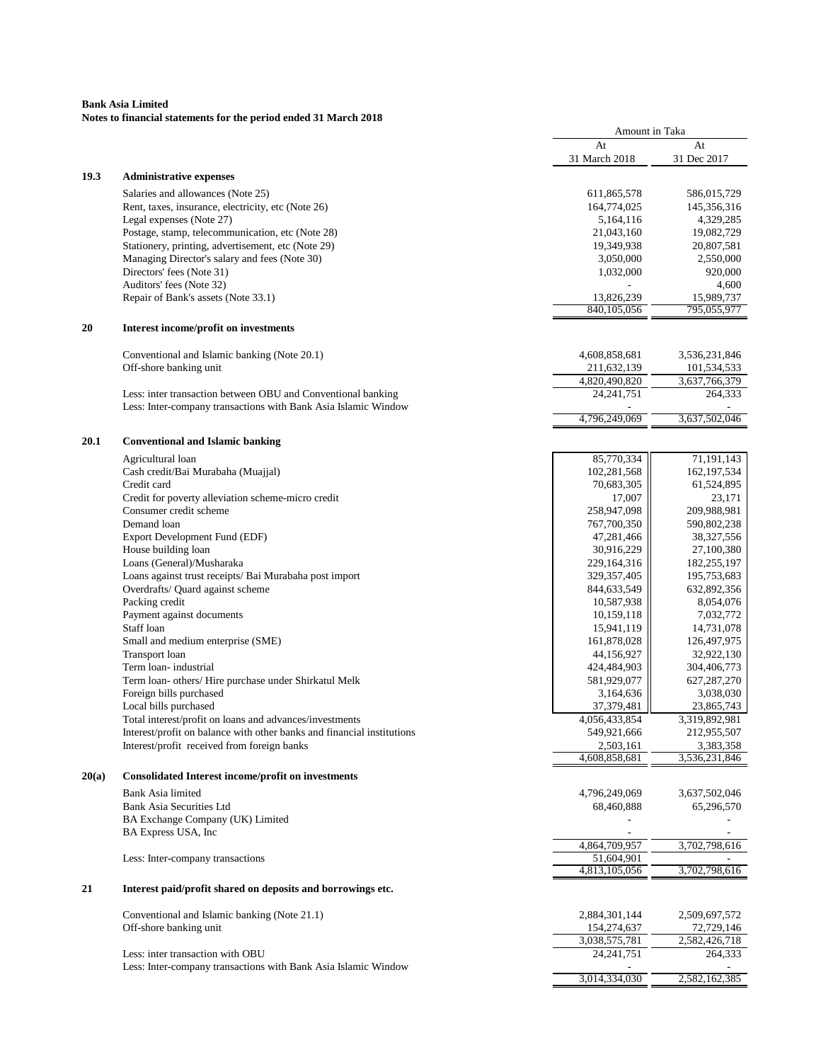**Bank Asia Limited**
**Notes to financial statements for the period ended 31 March 2018**

| | | Amount in Taka | |
|---|---|---|---|
| | | At 31 March 2018 | At 31 Dec 2017 |
| **19.3** | **Administrative expenses** | | |
| | Salaries and allowances (Note 25) | 611,865,578 | 586,015,729 |
| | Rent, taxes, insurance, electricity, etc (Note 26) | 164,774,025 | 145,356,316 |
| | Legal expenses (Note 27) | 5,164,116 | 4,329,285 |
| | Postage, stamp, telecommunication, etc (Note 28) | 21,043,160 | 19,082,729 |
| | Stationery, printing, advertisement, etc (Note 29) | 19,349,938 | 20,807,581 |
| | Managing Director's salary and fees (Note 30) | 3,050,000 | 2,550,000 |
| | Directors' fees (Note 31) | 1,032,000 | 920,000 |
| | Auditors' fees (Note 32) | - | 4,600 |
| | Repair of Bank's assets (Note 33.1) | 13,826,239 | 15,989,737 |
| | | 840,105,056 | 795,055,977 |
| **20** | **Interest income/profit on investments** | | |
| | Conventional and Islamic banking (Note 20.1) | 4,608,858,681 | 3,536,231,846 |
| | Off-shore banking unit | 211,632,139 | 101,534,533 |
| | | 4,820,490,820 | 3,637,766,379 |
| | Less: inter transaction between OBU and Conventional banking | 24,241,751 | 264,333 |
| | Less: Inter-company transactions with Bank Asia Islamic Window | - | - |
| | | 4,796,249,069 | 3,637,502,046 |
| **20.1** | **Conventional and Islamic banking** | | |
| | Agricultural loan | 85,770,334 | 71,191,143 |
| | Cash credit/Bai Murabaha (Muajjal) | 102,281,568 | 162,197,534 |
| | Credit card | 70,683,305 | 61,524,895 |
| | Credit for poverty alleviation scheme-micro credit | 17,007 | 23,171 |
| | Consumer credit scheme | 258,947,098 | 209,988,981 |
| | Demand loan | 767,700,350 | 590,802,238 |
| | Export Development Fund (EDF) | 47,281,466 | 38,327,556 |
| | House building loan | 30,916,229 | 27,100,380 |
| | Loans (General)/Musharaka | 229,164,316 | 182,255,197 |
| | Loans against trust receipts/ Bai Murabaha post import | 329,357,405 | 195,753,683 |
| | Overdrafts/ Quard against scheme | 844,633,549 | 632,892,356 |
| | Packing credit | 10,587,938 | 8,054,076 |
| | Payment against documents | 10,159,118 | 7,032,772 |
| | Staff loan | 15,941,119 | 14,731,078 |
| | Small and medium enterprise (SME) | 161,878,028 | 126,497,975 |
| | Transport loan | 44,156,927 | 32,922,130 |
| | Term loan- industrial | 424,484,903 | 304,406,773 |
| | Term loan- others/ Hire purchase under Shirkatul Melk | 581,929,077 | 627,287,270 |
| | Foreign bills purchased | 3,164,636 | 3,038,030 |
| | Local bills purchased | 37,379,481 | 23,865,743 |
| | Total interest/profit on loans and advances/investments | 4,056,433,854 | 3,319,892,981 |
| | Interest/profit on balance with other banks and financial institutions | 549,921,666 | 212,955,507 |
| | Interest/profit received from foreign banks | 2,503,161 | 3,383,358 |
| | | 4,608,858,681 | 3,536,231,846 |
| **20(a)** | **Consolidated Interest income/profit on investments** | | |
| | Bank Asia limited | 4,796,249,069 | 3,637,502,046 |
| | Bank Asia Securities Ltd | 68,460,888 | 65,296,570 |
| | BA Exchange Company (UK) Limited | - | - |
| | BA Express USA, Inc | - | - |
| | | 4,864,709,957 | 3,702,798,616 |
| | Less: Inter-company transactions | 51,604,901 | - |
| | | 4,813,105,056 | 3,702,798,616 |
| **21** | **Interest paid/profit shared on deposits and borrowings etc.** | | |
| | Conventional and Islamic banking (Note 21.1) | 2,884,301,144 | 2,509,697,572 |
| | Off-shore banking unit | 154,274,637 | 72,729,146 |
| | | 3,038,575,781 | 2,582,426,718 |
| | Less: inter transaction with OBU | 24,241,751 | 264,333 |
| | Less: Inter-company transactions with Bank Asia Islamic Window | - | - |
| | | 3,014,334,030 | 2,582,162,385 |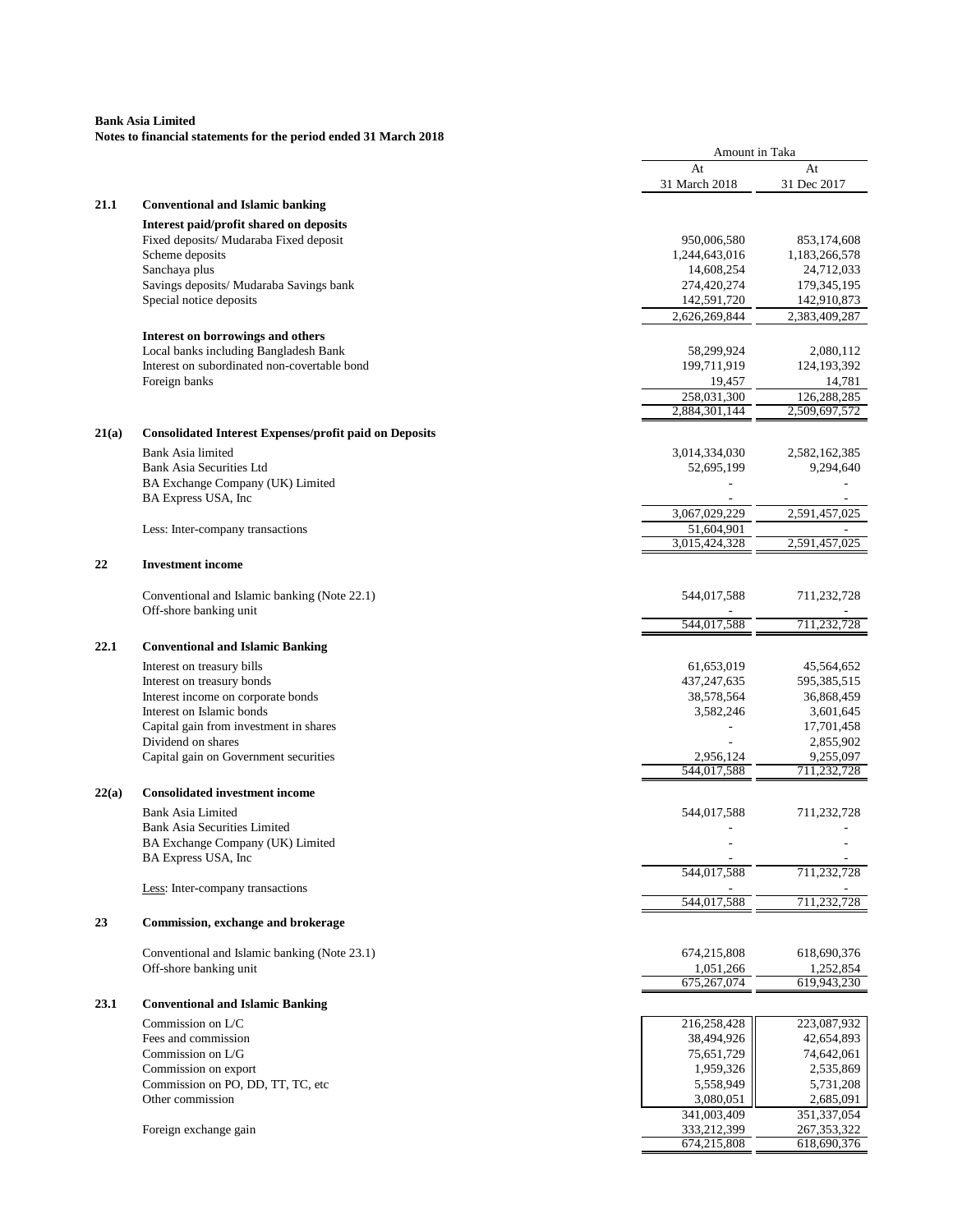**Bank Asia Limited**
**Notes to financial statements for the period ended 31 March 2018**

| | | Amount in Taka | |
|---|---|---|---|
| | | At 31 March 2018 | At 31 Dec 2017 |
| **21.1** | **Conventional and Islamic banking** | | |
| | **Interest paid/profit shared on deposits** | | |
| | Fixed deposits/ Mudaraba Fixed deposit | 950,006,580 | 853,174,608 |
| | Scheme deposits | 1,244,643,016 | 1,183,266,578 |
| | Sanchaya plus | 14,608,254 | 24,712,033 |
| | Savings deposits/ Mudaraba Savings bank | 274,420,274 | 179,345,195 |
| | Special notice deposits | 142,591,720 | 142,910,873 |
| | | 2,626,269,844 | 2,383,409,287 |
| | **Interest on borrowings and others** | | |
| | Local banks including Bangladesh Bank | 58,299,924 | 2,080,112 |
| | Interest on subordinated non-covertable bond | 199,711,919 | 124,193,392 |
| | Foreign banks | 19,457 | 14,781 |
| | | 258,031,300 | 126,288,285 |
| | | 2,884,301,144 | 2,509,697,572 |
| **21(a)** | **Consolidated Interest Expenses/profit paid on Deposits** | | |
| | Bank Asia limited | 3,014,334,030 | 2,582,162,385 |
| | Bank Asia Securities Ltd | 52,695,199 | 9,294,640 |
| | BA Exchange Company (UK) Limited | - | - |
| | BA Express USA, Inc | - | - |
| | | 3,067,029,229 | 2,591,457,025 |
| | Less: Inter-company transactions | 51,604,901 | - |
| | | 3,015,424,328 | 2,591,457,025 |
| **22** | **Investment income** | | |
| | Conventional and Islamic banking (Note 22.1) | 544,017,588 | 711,232,728 |
| | Off-shore banking unit | - | - |
| | | 544,017,588 | 711,232,728 |
| **22.1** | **Conventional and Islamic Banking** | | |
| | Interest on treasury bills | 61,653,019 | 45,564,652 |
| | Interest on treasury bonds | 437,247,635 | 595,385,515 |
| | Interest income on corporate bonds | 38,578,564 | 36,868,459 |
| | Interest on Islamic bonds | 3,582,246 | 3,601,645 |
| | Capital gain from investment in shares | - | 17,701,458 |
| | Dividend on shares | - | 2,855,902 |
| | Capital gain on Government securities | 2,956,124 | 9,255,097 |
| | | 544,017,588 | 711,232,728 |
| **22(a)** | **Consolidated investment income** | | |
| | Bank Asia Limited | 544,017,588 | 711,232,728 |
| | Bank Asia Securities Limited | - | - |
| | BA Exchange Company (UK) Limited | - | - |
| | BA Express USA, Inc | - | - |
| | | 544,017,588 | 711,232,728 |
| | Less: Inter-company transactions | - | - |
| | | 544,017,588 | 711,232,728 |
| **23** | **Commission, exchange and brokerage** | | |
| | Conventional and Islamic banking (Note 23.1) | 674,215,808 | 618,690,376 |
| | Off-shore banking unit | 1,051,266 | 1,252,854 |
| | | 675,267,074 | 619,943,230 |
| **23.1** | **Conventional and Islamic Banking** | | |
| | Commission on L/C | 216,258,428 | 223,087,932 |
| | Fees and commission | 38,494,926 | 42,654,893 |
| | Commission on L/G | 75,651,729 | 74,642,061 |
| | Commission on export | 1,959,326 | 2,535,869 |
| | Commission on PO, DD, TT, TC, etc | 5,558,949 | 5,731,208 |
| | Other commission | 3,080,051 | 2,685,091 |
| | | 341,003,409 | 351,337,054 |
| | Foreign exchange gain | 333,212,399 | 267,353,322 |
| | | 674,215,808 | 618,690,376 |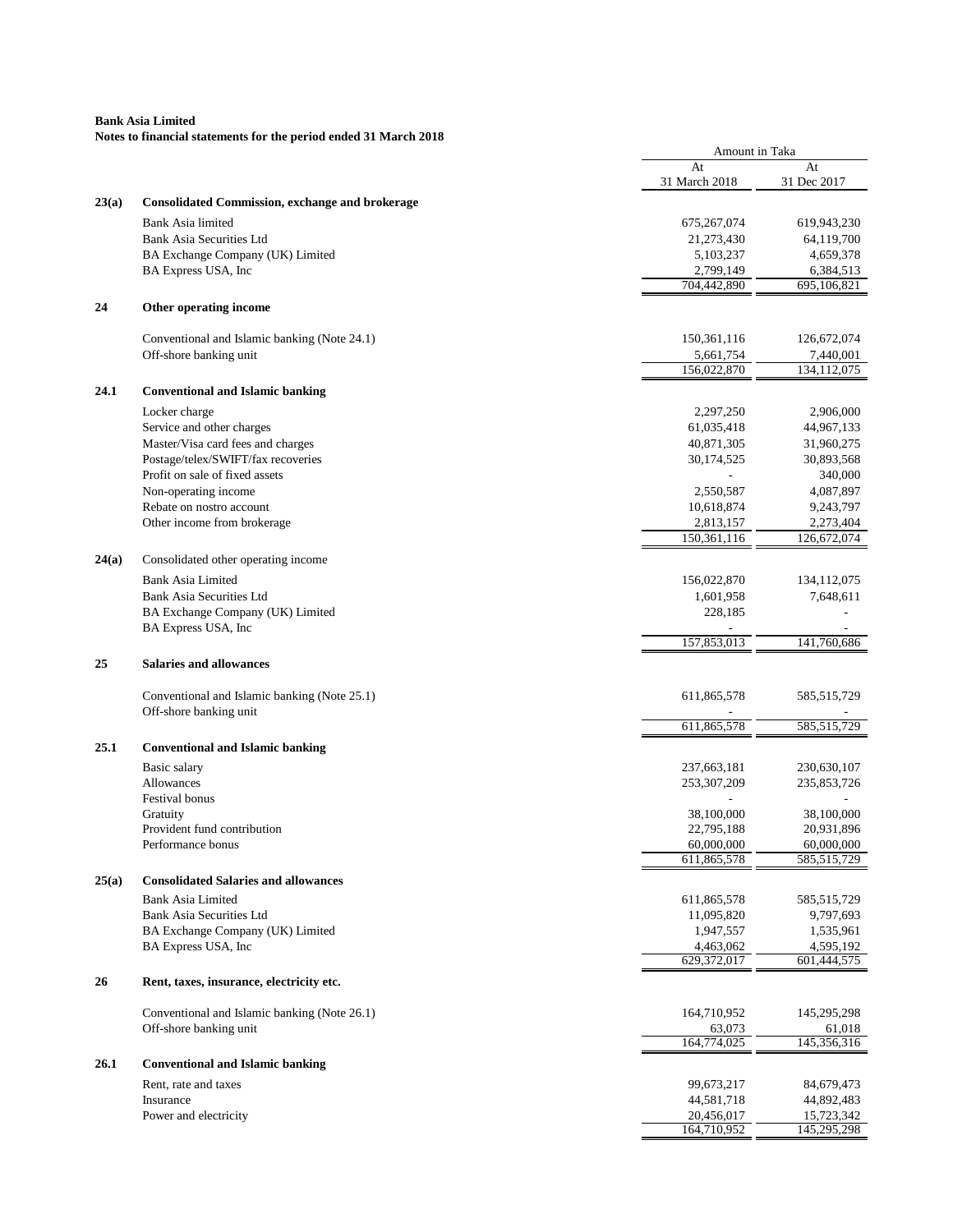**Bank Asia Limited**
**Notes to financial statements for the period ended 31 March 2018**

| | | Amount in Taka | |
|---|---|---|---|
| | | At 31 March 2018 | At 31 Dec 2017 |
| **23(a)** | **Consolidated Commission, exchange and brokerage** | | |
| | Bank Asia limited | 675,267,074 | 619,943,230 |
| | Bank Asia Securities Ltd | 21,273,430 | 64,119,700 |
| | BA Exchange Company (UK) Limited | 5,103,237 | 4,659,378 |
| | BA Express USA, Inc | 2,799,149 | 6,384,513 |
| | | 704,442,890 | 695,106,821 |
| **24** | **Other operating income** | | |
| | Conventional and Islamic banking (Note 24.1) | 150,361,116 | 126,672,074 |
| | Off-shore banking unit | 5,661,754 | 7,440,001 |
| | | 156,022,870 | 134,112,075 |
| **24.1** | **Conventional and Islamic banking** | | |
| | Locker charge | 2,297,250 | 2,906,000 |
| | Service and other charges | 61,035,418 | 44,967,133 |
| | Master/Visa card fees and charges | 40,871,305 | 31,960,275 |
| | Postage/telex/SWIFT/fax recoveries | 30,174,525 | 30,893,568 |
| | Profit on sale of fixed assets | - | 340,000 |
| | Non-operating income | 2,550,587 | 4,087,897 |
| | Rebate on nostro account | 10,618,874 | 9,243,797 |
| | Other income from brokerage | 2,813,157 | 2,273,404 |
| | | 150,361,116 | 126,672,074 |
| **24(a)** | Consolidated other operating income | | |
| | Bank Asia Limited | 156,022,870 | 134,112,075 |
| | Bank Asia Securities Ltd | 1,601,958 | 7,648,611 |
| | BA Exchange Company (UK) Limited | 228,185 | - |
| | BA Express USA, Inc | - | - |
| | | 157,853,013 | 141,760,686 |
| **25** | **Salaries and allowances** | | |
| | Conventional and Islamic banking (Note 25.1) | 611,865,578 | 585,515,729 |
| | Off-shore banking unit | - | - |
| | | 611,865,578 | 585,515,729 |
| **25.1** | **Conventional and Islamic banking** | | |
| | Basic salary | 237,663,181 | 230,630,107 |
| | Allowances | 253,307,209 | 235,853,726 |
| | Festival bonus | - | - |
| | Gratuity | 38,100,000 | 38,100,000 |
| | Provident fund contribution | 22,795,188 | 20,931,896 |
| | Performance bonus | 60,000,000 | 60,000,000 |
| | | 611,865,578 | 585,515,729 |
| **25(a)** | **Consolidated Salaries and allowances** | | |
| | Bank Asia Limited | 611,865,578 | 585,515,729 |
| | Bank Asia Securities Ltd | 11,095,820 | 9,797,693 |
| | BA Exchange Company (UK) Limited | 1,947,557 | 1,535,961 |
| | BA Express USA, Inc | 4,463,062 | 4,595,192 |
| | | 629,372,017 | 601,444,575 |
| **26** | **Rent, taxes, insurance, electricity etc.** | | |
| | Conventional and Islamic banking (Note 26.1) | 164,710,952 | 145,295,298 |
| | Off-shore banking unit | 63,073 | 61,018 |
| | | 164,774,025 | 145,356,316 |
| **26.1** | **Conventional and Islamic banking** | | |
| | Rent, rate and taxes | 99,673,217 | 84,679,473 |
| | Insurance | 44,581,718 | 44,892,483 |
| | Power and electricity | 20,456,017 | 15,723,342 |
| | | 164,710,952 | 145,295,298 |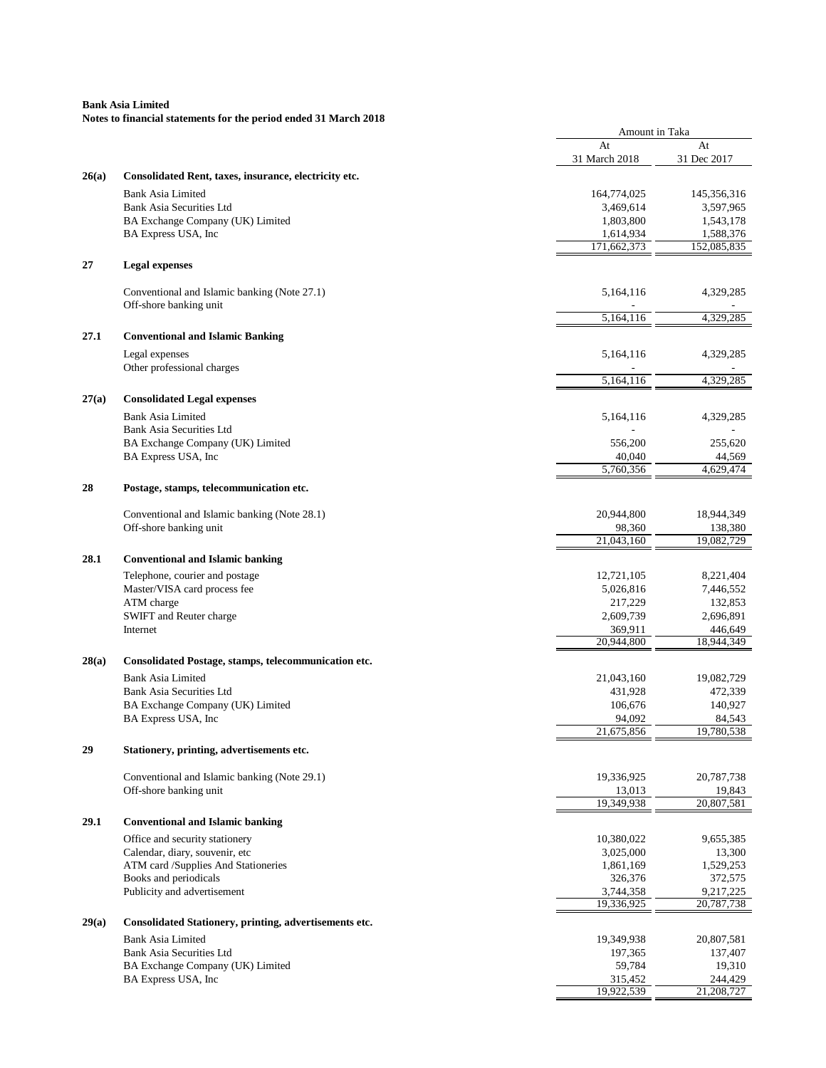**Bank Asia Limited**
**Notes to financial statements for the period ended 31 March 2018**

| | | Amount in Taka | |
|---|---|---|---|
| | | At 31 March 2018 | At 31 Dec 2017 |
| **26(a)** | **Consolidated Rent, taxes, insurance, electricity etc.** | | |
| | Bank Asia Limited | 164,774,025 | 145,356,316 |
| | Bank Asia Securities Ltd | 3,469,614 | 3,597,965 |
| | BA Exchange Company (UK) Limited | 1,803,800 | 1,543,178 |
| | BA Express USA, Inc | 1,614,934 | 1,588,376 |
| | | 171,662,373 | 152,085,835 |
| **27** | **Legal expenses** | | |
| | Conventional and Islamic banking (Note 27.1) | 5,164,116 | 4,329,285 |
| | Off-shore banking unit | - | - |
| | | 5,164,116 | 4,329,285 |
| **27.1** | **Conventional and Islamic Banking** | | |
| | Legal expenses | 5,164,116 | 4,329,285 |
| | Other professional charges | - | - |
| | | 5,164,116 | 4,329,285 |
| **27(a)** | **Consolidated Legal expenses** | | |
| | Bank Asia Limited | 5,164,116 | 4,329,285 |
| | Bank Asia Securities Ltd | - | - |
| | BA Exchange Company (UK) Limited | 556,200 | 255,620 |
| | BA Express USA, Inc | 40,040 | 44,569 |
| | | 5,760,356 | 4,629,474 |
| **28** | **Postage, stamps, telecommunication etc.** | | |
| | Conventional and Islamic banking (Note 28.1) | 20,944,800 | 18,944,349 |
| | Off-shore banking unit | 98,360 | 138,380 |
| | | 21,043,160 | 19,082,729 |
| **28.1** | **Conventional and Islamic banking** | | |
| | Telephone, courier and postage | 12,721,105 | 8,221,404 |
| | Master/VISA card process fee | 5,026,816 | 7,446,552 |
| | ATM charge | 217,229 | 132,853 |
| | SWIFT and Reuter charge | 2,609,739 | 2,696,891 |
| | Internet | 369,911 | 446,649 |
| | | 20,944,800 | 18,944,349 |
| **28(a)** | **Consolidated Postage, stamps, telecommunication etc.** | | |
| | Bank Asia Limited | 21,043,160 | 19,082,729 |
| | Bank Asia Securities Ltd | 431,928 | 472,339 |
| | BA Exchange Company (UK) Limited | 106,676 | 140,927 |
| | BA Express USA, Inc | 94,092 | 84,543 |
| | | 21,675,856 | 19,780,538 |
| **29** | **Stationery, printing, advertisements etc.** | | |
| | Conventional and Islamic banking (Note 29.1) | 19,336,925 | 20,787,738 |
| | Off-shore banking unit | 13,013 | 19,843 |
| | | 19,349,938 | 20,807,581 |
| **29.1** | **Conventional and Islamic banking** | | |
| | Office and security stationery | 10,380,022 | 9,655,385 |
| | Calendar, diary, souvenir, etc | 3,025,000 | 13,300 |
| | ATM card /Supplies And Stationeries | 1,861,169 | 1,529,253 |
| | Books and periodicals | 326,376 | 372,575 |
| | Publicity and advertisement | 3,744,358 | 9,217,225 |
| | | 19,336,925 | 20,787,738 |
| **29(a)** | **Consolidated Stationery, printing, advertisements etc.** | | |
| | Bank Asia Limited | 19,349,938 | 20,807,581 |
| | Bank Asia Securities Ltd | 197,365 | 137,407 |
| | BA Exchange Company (UK) Limited | 59,784 | 19,310 |
| | BA Express USA, Inc | 315,452 | 244,429 |
| | | 19,922,539 | 21,208,727 |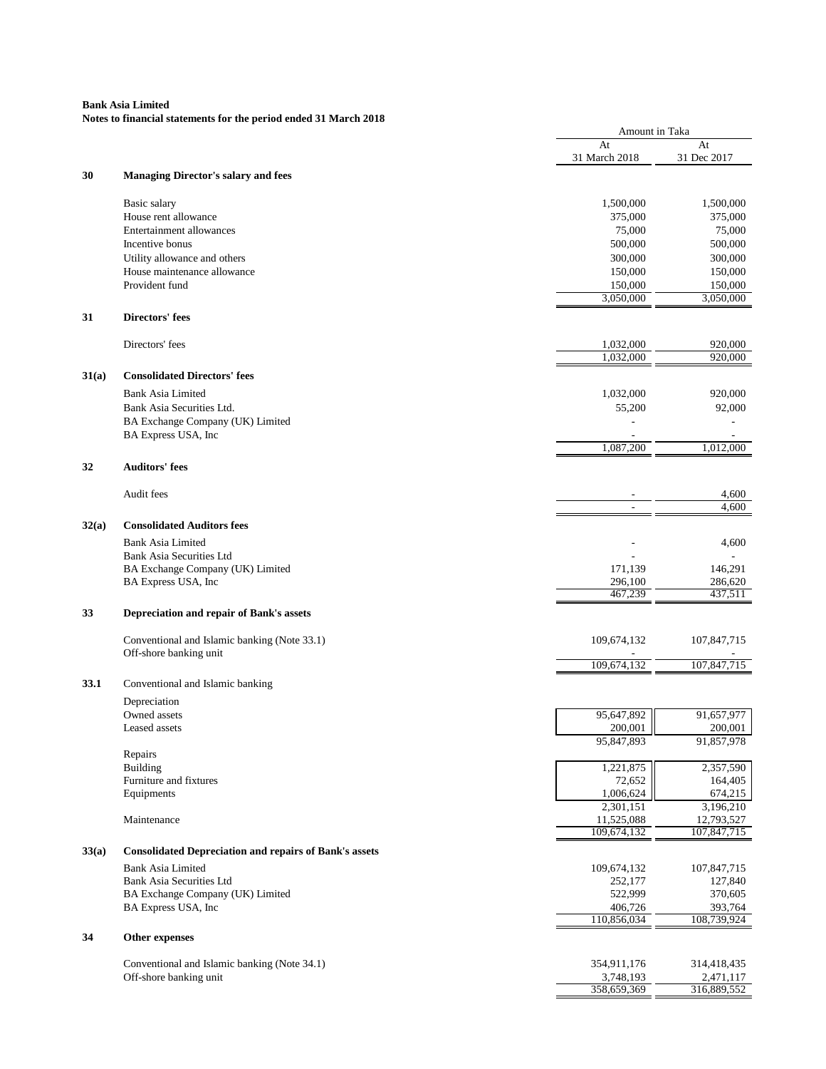**Bank Asia Limited**
**Notes to financial statements for the period ended 31 March 2018**

| | | Amount in Taka | |
|---|---|---|---|
| | | At 31 March 2018 | At 31 Dec 2017 |
| **30** | **Managing Director's salary and fees** | | |
| | Basic salary | 1,500,000 | 1,500,000 |
| | House rent allowance | 375,000 | 375,000 |
| | Entertainment allowances | 75,000 | 75,000 |
| | Incentive bonus | 500,000 | 500,000 |
| | Utility allowance and others | 300,000 | 300,000 |
| | House maintenance allowance | 150,000 | 150,000 |
| | Provident fund | 150,000 | 150,000 |
| | | 3,050,000 | 3,050,000 |
| **31** | **Directors' fees** | | |
| | Directors' fees | 1,032,000 | 920,000 |
| | | 1,032,000 | 920,000 |
| **31(a)** | **Consolidated Directors' fees** | | |
| | Bank Asia Limited | 1,032,000 | 920,000 |
| | Bank Asia Securities Ltd. | 55,200 | 92,000 |
| | BA Exchange Company (UK) Limited | - | - |
| | BA Express USA, Inc | - | - |
| | | 1,087,200 | 1,012,000 |
| **32** | **Auditors' fees** | | |
| | Audit fees | - | 4,600 |
| | | - | 4,600 |
| **32(a)** | **Consolidated Auditors fees** | | |
| | Bank Asia Limited | - | 4,600 |
| | Bank Asia Securities Ltd | - | - |
| | BA Exchange Company (UK) Limited | 171,139 | 146,291 |
| | BA Express USA, Inc | 296,100 | 286,620 |
| | | 467,239 | 437,511 |
| **33** | **Depreciation and repair of Bank's assets** | | |
| | Conventional and Islamic banking (Note 33.1) | 109,674,132 | 107,847,715 |
| | Off-shore banking unit | - | - |
| | | 109,674,132 | 107,847,715 |
| **33.1** | Conventional and Islamic banking | | |
| | Depreciation | | |
| | Owned assets | 95,647,892 | 91,657,977 |
| | Leased assets | 200,001 | 200,001 |
| | | 95,847,893 | 91,857,978 |
| | Repairs | | |
| | Building | 1,221,875 | 2,357,590 |
| | Furniture and fixtures | 72,652 | 164,405 |
| | Equipments | 1,006,624 | 674,215 |
| | | 2,301,151 | 3,196,210 |
| | Maintenance | 11,525,088 | 12,793,527 |
| | | 109,674,132 | 107,847,715 |
| **33(a)** | **Consolidated Depreciation and repairs of Bank's assets** | | |
| | Bank Asia Limited | 109,674,132 | 107,847,715 |
| | Bank Asia Securities Ltd | 252,177 | 127,840 |
| | BA Exchange Company (UK) Limited | 522,999 | 370,605 |
| | BA Express USA, Inc | 406,726 | 393,764 |
| | | 110,856,034 | 108,739,924 |
| **34** | **Other expenses** | | |
| | Conventional and Islamic banking (Note 34.1) | 354,911,176 | 314,418,435 |
| | Off-shore banking unit | 3,748,193 | 2,471,117 |
| | | 358,659,369 | 316,889,552 |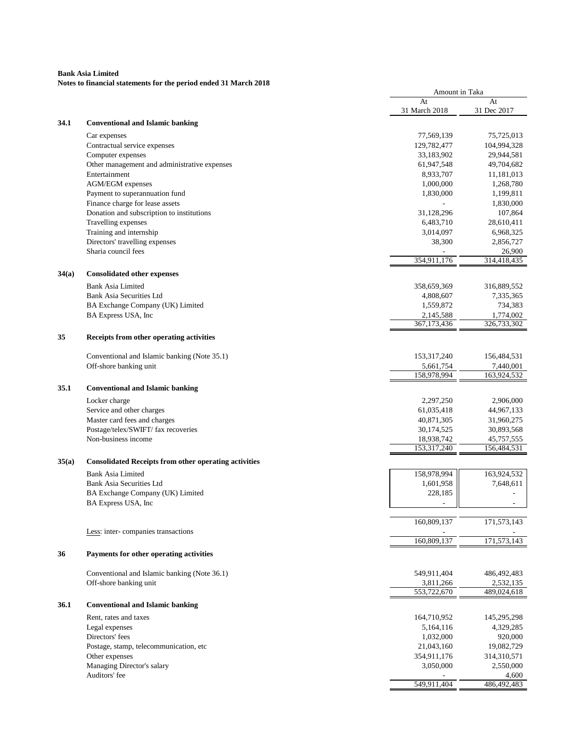**Bank Asia Limited**
**Notes to financial statements for the period ended 31 March 2018**

| | | Amount in Taka | |
|---|---|---|---|
| | | At 31 March 2018 | At 31 Dec 2017 |
| **34.1** | **Conventional and Islamic banking** | | |
| | Car expenses | 77,569,139 | 75,725,013 |
| | Contractual service expenses | 129,782,477 | 104,994,328 |
| | Computer expenses | 33,183,902 | 29,944,581 |
| | Other management and administrative expenses | 61,947,548 | 49,704,682 |
| | Entertainment | 8,933,707 | 11,181,013 |
| | AGM/EGM expenses | 1,000,000 | 1,268,780 |
| | Payment to superannuation fund | 1,830,000 | 1,199,811 |
| | Finance charge for lease assets | - | 1,830,000 |
| | Donation and subscription to institutions | 31,128,296 | 107,864 |
| | Travelling expenses | 6,483,710 | 28,610,411 |
| | Training and internship | 3,014,097 | 6,968,325 |
| | Directors' travelling expenses | 38,300 | 2,856,727 |
| | Sharia council fees | - | 26,900 |
| | | 354,911,176 | 314,418,435 |
| **34(a)** | **Consolidated other expenses** | | |
| | Bank Asia Limited | 358,659,369 | 316,889,552 |
| | Bank Asia Securities Ltd | 4,808,607 | 7,335,365 |
| | BA Exchange Company (UK) Limited | 1,559,872 | 734,383 |
| | BA Express USA, Inc | 2,145,588 | 1,774,002 |
| | | 367,173,436 | 326,733,302 |
| **35** | **Receipts from other operating activities** | | |
| | Conventional and Islamic banking (Note 35.1) | 153,317,240 | 156,484,531 |
| | Off-shore banking unit | 5,661,754 | 7,440,001 |
| | | 158,978,994 | 163,924,532 |
| **35.1** | **Conventional and Islamic banking** | | |
| | Locker charge | 2,297,250 | 2,906,000 |
| | Service and other charges | 61,035,418 | 44,967,133 |
| | Master card fees and charges | 40,871,305 | 31,960,275 |
| | Postage/telex/SWIFT/ fax recoveries | 30,174,525 | 30,893,568 |
| | Non-business income | 18,938,742 | 45,757,555 |
| | | 153,317,240 | 156,484,531 |
| **35(a)** | **Consolidated Receipts from other operating activities** | | |
| | Bank Asia Limited | 158,978,994 | 163,924,532 |
| | Bank Asia Securities Ltd | 1,601,958 | 7,648,611 |
| | BA Exchange Company (UK) Limited | 228,185 | - |
| | BA Express USA, Inc | - | - |
| | | 160,809,137 | 171,573,143 |
| | Less: inter- companies transactions | - | - |
| | | 160,809,137 | 171,573,143 |
| **36** | **Payments for other operating activities** | | |
| | Conventional and Islamic banking (Note 36.1) | 549,911,404 | 486,492,483 |
| | Off-shore banking unit | 3,811,266 | 2,532,135 |
| | | 553,722,670 | 489,024,618 |
| **36.1** | **Conventional and Islamic banking** | | |
| | Rent, rates and taxes | 164,710,952 | 145,295,298 |
| | Legal expenses | 5,164,116 | 4,329,285 |
| | Directors' fees | 1,032,000 | 920,000 |
| | Postage, stamp, telecommunication, etc | 21,043,160 | 19,082,729 |
| | Other expenses | 354,911,176 | 314,310,571 |
| | Managing Director's salary | 3,050,000 | 2,550,000 |
| | Auditors' fee | - | 4,600 |
| | | 549,911,404 | 486,492,483 |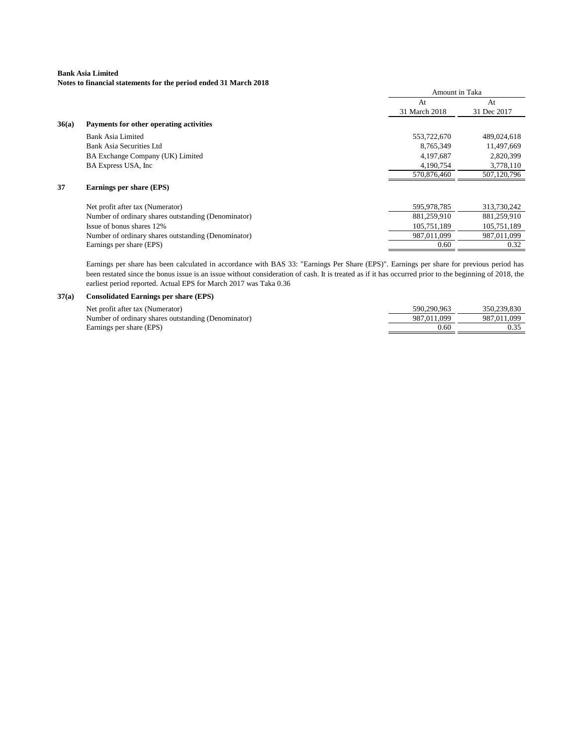**Bank Asia Limited**
**Notes to financial statements for the period ended 31 March 2018**

| | | Amount in Taka | |
|---|---|---|---|
| | | At 31 March 2018 | At 31 Dec 2017 |
| **36(a)** | **Payments for other operating activities** | | |
| | Bank Asia Limited | 553,722,670 | 489,024,618 |
| | Bank Asia Securities Ltd | 8,765,349 | 11,497,669 |
| | BA Exchange Company (UK) Limited | 4,197,687 | 2,820,399 |
| | BA Express USA, Inc | 4,190,754 | 3,778,110 |
| | | 570,876,460 | 507,120,796 |
| **37** | **Earnings per share (EPS)** | | |
| | Net profit after tax (Numerator) | 595,978,785 | 313,730,242 |
| | Number of ordinary shares outstanding (Denominator) | 881,259,910 | 881,259,910 |
| | Issue of bonus shares 12% | 105,751,189 | 105,751,189 |
| | Number of ordinary shares outstanding (Denominator) | 987,011,099 | 987,011,099 |
| | Earnings per share (EPS) | 0.60 | 0.32 |

Earnings per share has been calculated in accordance with BAS 33: "Earnings Per Share (EPS)". Earnings per share for previous period has been restated since the bonus issue is an issue without consideration of cash. It is treated as if it has occurred prior to the beginning of 2018, the earliest period reported. Actual EPS for March 2017 was Taka 0.36

| | | | |
|---|---|---|---|
| **37(a)** | **Consolidated Earnings per share (EPS)** | | |
| | Net profit after tax (Numerator) | 590,290,963 | 350,239,830 |
| | Number of ordinary shares outstanding (Denominator) | 987,011,099 | 987,011,099 |
| | Earnings per share (EPS) | 0.60 | 0.35 |